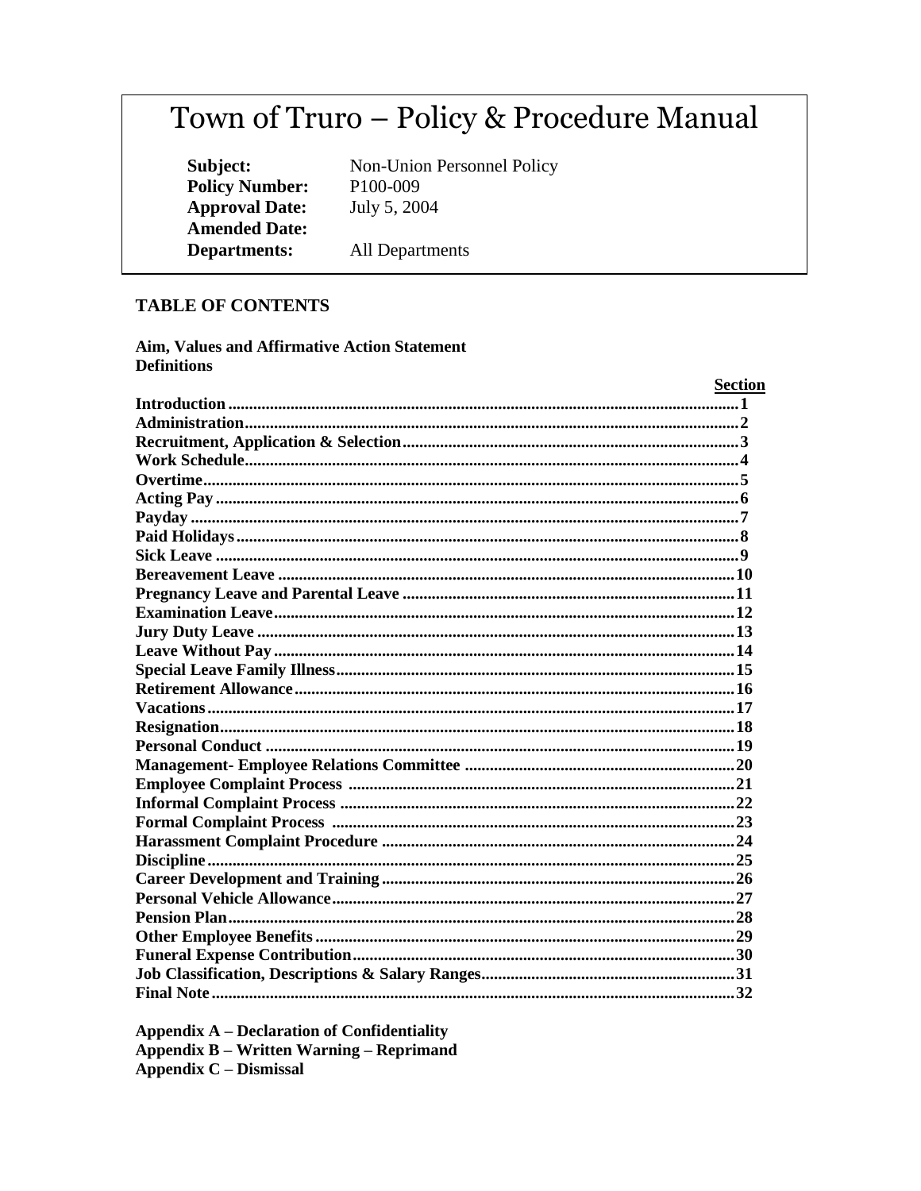# Town of Truro – Policy & Procedure Manual

| | |
|---|---|
| **Subject:** | Non-Union Personnel Policy |
| **Policy Number:** | P100-009 |
| **Approval Date:** | July 5, 2004 |
| **Amended Date:** | |
| **Departments:** | All Departments |

## TABLE OF CONTENTS

**Aim, Values and Affirmative Action Statement**
**Definitions**

| | **Section** |
|---|---|
| **Introduction** | **1** |
| **Administration** | **2** |
| **Recruitment, Application & Selection** | **3** |
| **Work Schedule** | **4** |
| **Overtime** | **5** |
| **Acting Pay** | **6** |
| **Payday** | **7** |
| **Paid Holidays** | **8** |
| **Sick Leave** | **9** |
| **Bereavement Leave** | **10** |
| **Pregnancy Leave and Parental Leave** | **11** |
| **Examination Leave** | **12** |
| **Jury Duty Leave** | **13** |
| **Leave Without Pay** | **14** |
| **Special Leave Family Illness** | **15** |
| **Retirement Allowance** | **16** |
| **Vacations** | **17** |
| **Resignation** | **18** |
| **Personal Conduct** | **19** |
| **Management- Employee Relations Committee** | **20** |
| **Employee Complaint Process** | **21** |
| **Informal Complaint Process** | **22** |
| **Formal Complaint Process** | **23** |
| **Harassment Complaint Procedure** | **24** |
| **Discipline** | **25** |
| **Career Development and Training** | **26** |
| **Personal Vehicle Allowance** | **27** |
| **Pension Plan** | **28** |
| **Other Employee Benefits** | **29** |
| **Funeral Expense Contribution** | **30** |
| **Job Classification, Descriptions & Salary Ranges** | **31** |
| **Final Note** | **32** |

**Appendix A – Declaration of Confidentiality**
**Appendix B – Written Warning – Reprimand**
**Appendix C – Dismissal**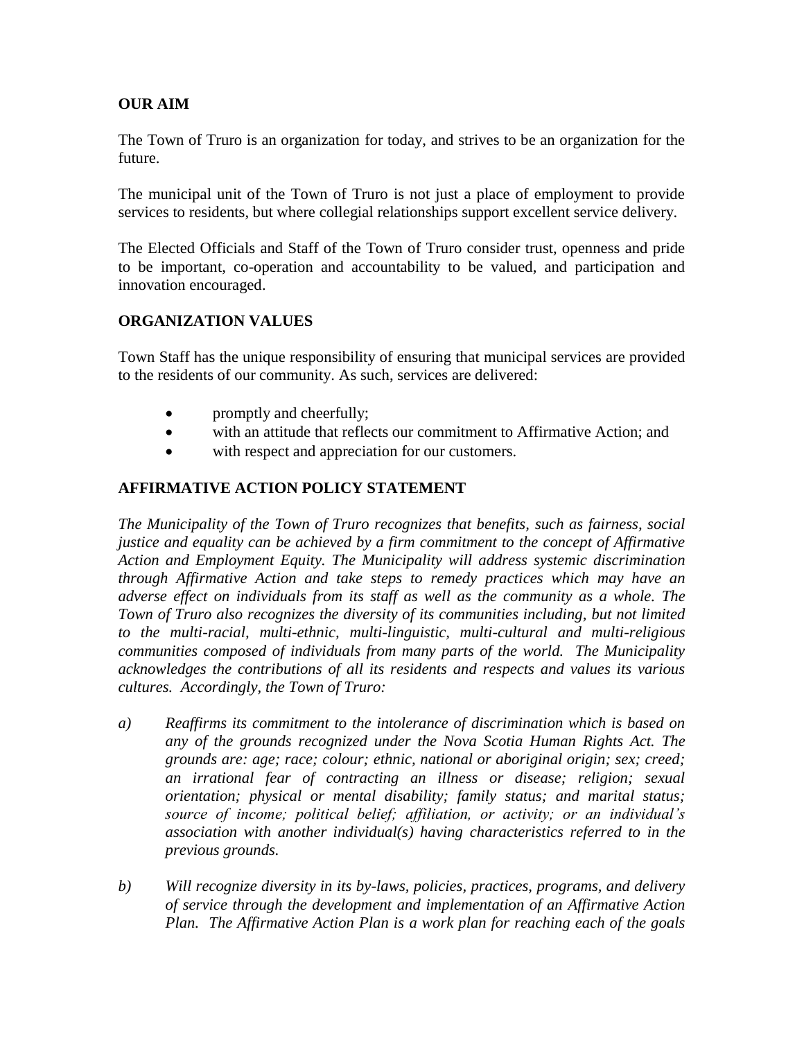## OUR AIM

The Town of Truro is an organization for today, and strives to be an organization for the future.

The municipal unit of the Town of Truro is not just a place of employment to provide services to residents, but where collegial relationships support excellent service delivery.

The Elected Officials and Staff of the Town of Truro consider trust, openness and pride to be important, co-operation and accountability to be valued, and participation and innovation encouraged.

## ORGANIZATION VALUES

Town Staff has the unique responsibility of ensuring that municipal services are provided to the residents of our community. As such, services are delivered:

- promptly and cheerfully;
- with an attitude that reflects our commitment to Affirmative Action; and
- with respect and appreciation for our customers.

## AFFIRMATIVE ACTION POLICY STATEMENT

*The Municipality of the Town of Truro recognizes that benefits, such as fairness, social justice and equality can be achieved by a firm commitment to the concept of Affirmative Action and Employment Equity. The Municipality will address systemic discrimination through Affirmative Action and take steps to remedy practices which may have an adverse effect on individuals from its staff as well as the community as a whole. The Town of Truro also recognizes the diversity of its communities including, but not limited to the multi-racial, multi-ethnic, multi-linguistic, multi-cultural and multi-religious communities composed of individuals from many parts of the world. The Municipality acknowledges the contributions of all its residents and respects and values its various cultures. Accordingly, the Town of Truro:*

a) *Reaffirms its commitment to the intolerance of discrimination which is based on any of the grounds recognized under the Nova Scotia Human Rights Act. The grounds are: age; race; colour; ethnic, national or aboriginal origin; sex; creed; an irrational fear of contracting an illness or disease; religion; sexual orientation; physical or mental disability; family status; and marital status; source of income; political belief; affiliation, or activity; or an individual's association with another individual(s) having characteristics referred to in the previous grounds.*

b) *Will recognize diversity in its by-laws, policies, practices, programs, and delivery of service through the development and implementation of an Affirmative Action Plan. The Affirmative Action Plan is a work plan for reaching each of the goals*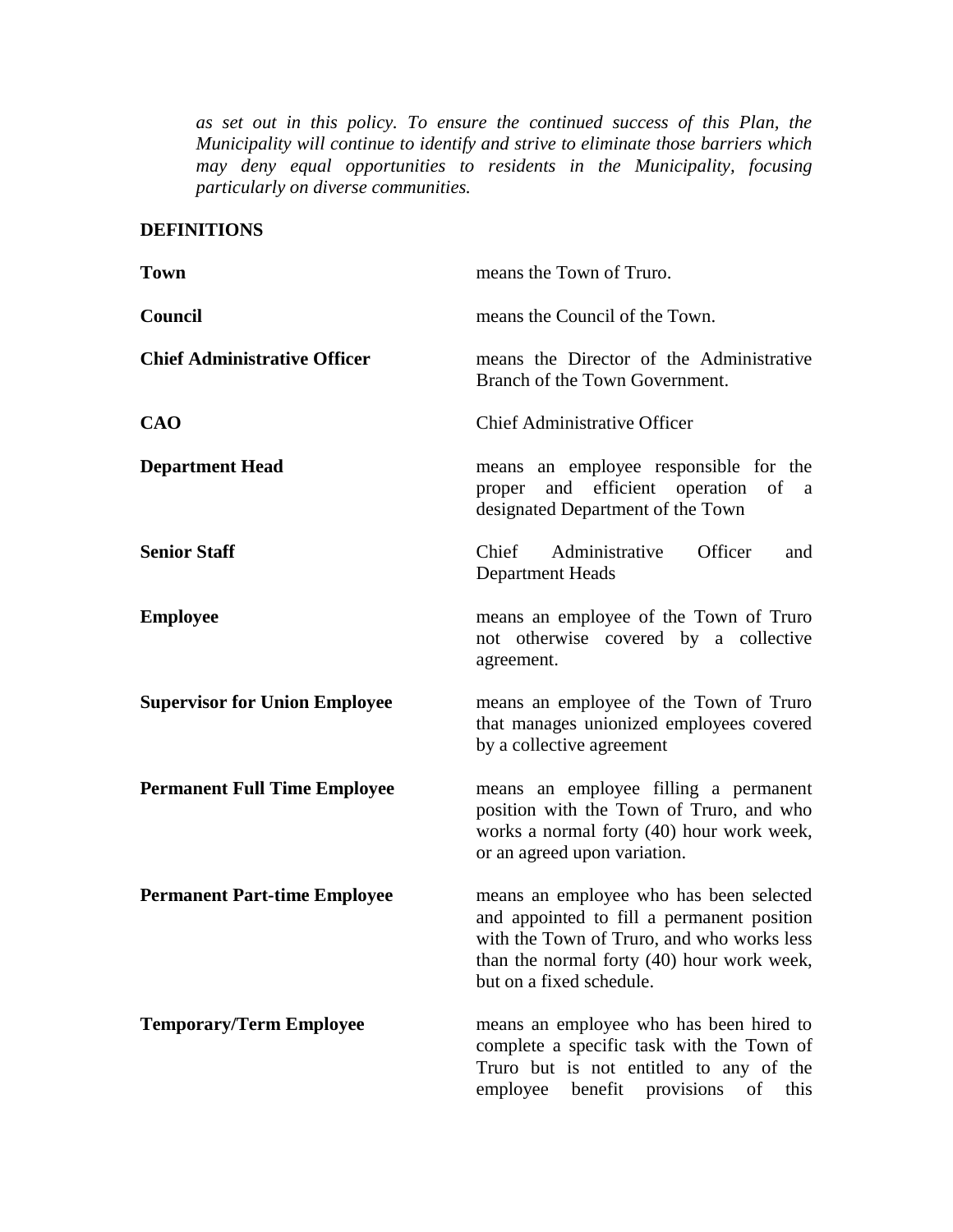*as set out in this policy. To ensure the continued success of this Plan, the Municipality will continue to identify and strive to eliminate those barriers which may deny equal opportunities to residents in the Municipality, focusing particularly on diverse communities.*

**DEFINITIONS**

| | |
|---|---|
| **Town** | means the Town of Truro. |
| **Council** | means the Council of the Town. |
| **Chief Administrative Officer** | means the Director of the Administrative Branch of the Town Government. |
| **CAO** | Chief Administrative Officer |
| **Department Head** | means an employee responsible for the proper and efficient operation of a designated Department of the Town |
| **Senior Staff** | Chief Administrative Officer and Department Heads |
| **Employee** | means an employee of the Town of Truro not otherwise covered by a collective agreement. |
| **Supervisor for Union Employee** | means an employee of the Town of Truro that manages unionized employees covered by a collective agreement |
| **Permanent Full Time Employee** | means an employee filling a permanent position with the Town of Truro, and who works a normal forty (40) hour work week, or an agreed upon variation. |
| **Permanent Part-time Employee** | means an employee who has been selected and appointed to fill a permanent position with the Town of Truro, and who works less than the normal forty (40) hour work week, but on a fixed schedule. |
| **Temporary/Term Employee** | means an employee who has been hired to complete a specific task with the Town of Truro but is not entitled to any of the employee benefit provisions of this |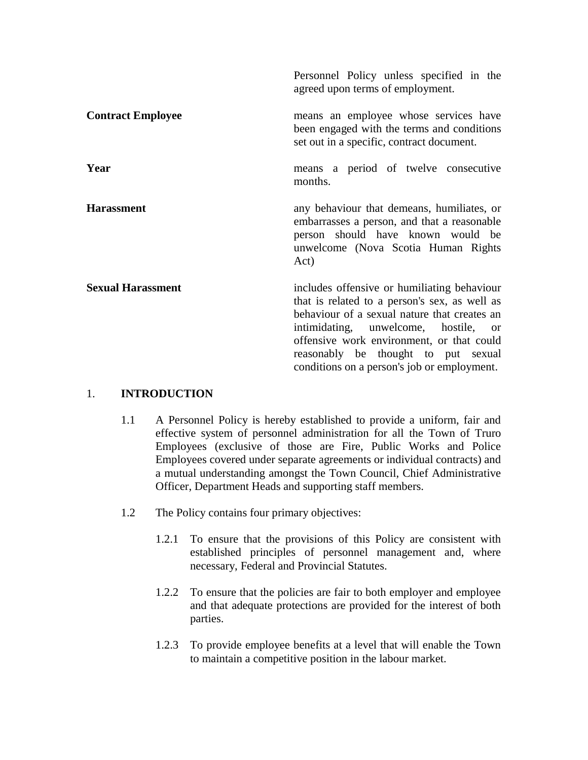Personnel Policy unless specified in the agreed upon terms of employment.

**Contract Employee** means an employee whose services have been engaged with the terms and conditions set out in a specific, contract document.

**Year** means a period of twelve consecutive months.

**Harassment** any behaviour that demeans, humiliates, or embarrasses a person, and that a reasonable person should have known would be unwelcome (Nova Scotia Human Rights Act)

**Sexual Harassment** includes offensive or humiliating behaviour that is related to a person's sex, as well as behaviour of a sexual nature that creates an intimidating, unwelcome, hostile, or offensive work environment, or that could reasonably be thought to put sexual conditions on a person's job or employment.

## 1. INTRODUCTION

1.1 A Personnel Policy is hereby established to provide a uniform, fair and effective system of personnel administration for all the Town of Truro Employees (exclusive of those are Fire, Public Works and Police Employees covered under separate agreements or individual contracts) and a mutual understanding amongst the Town Council, Chief Administrative Officer, Department Heads and supporting staff members.

1.2 The Policy contains four primary objectives:

1.2.1 To ensure that the provisions of this Policy are consistent with established principles of personnel management and, where necessary, Federal and Provincial Statutes.

1.2.2 To ensure that the policies are fair to both employer and employee and that adequate protections are provided for the interest of both parties.

1.2.3 To provide employee benefits at a level that will enable the Town to maintain a competitive position in the labour market.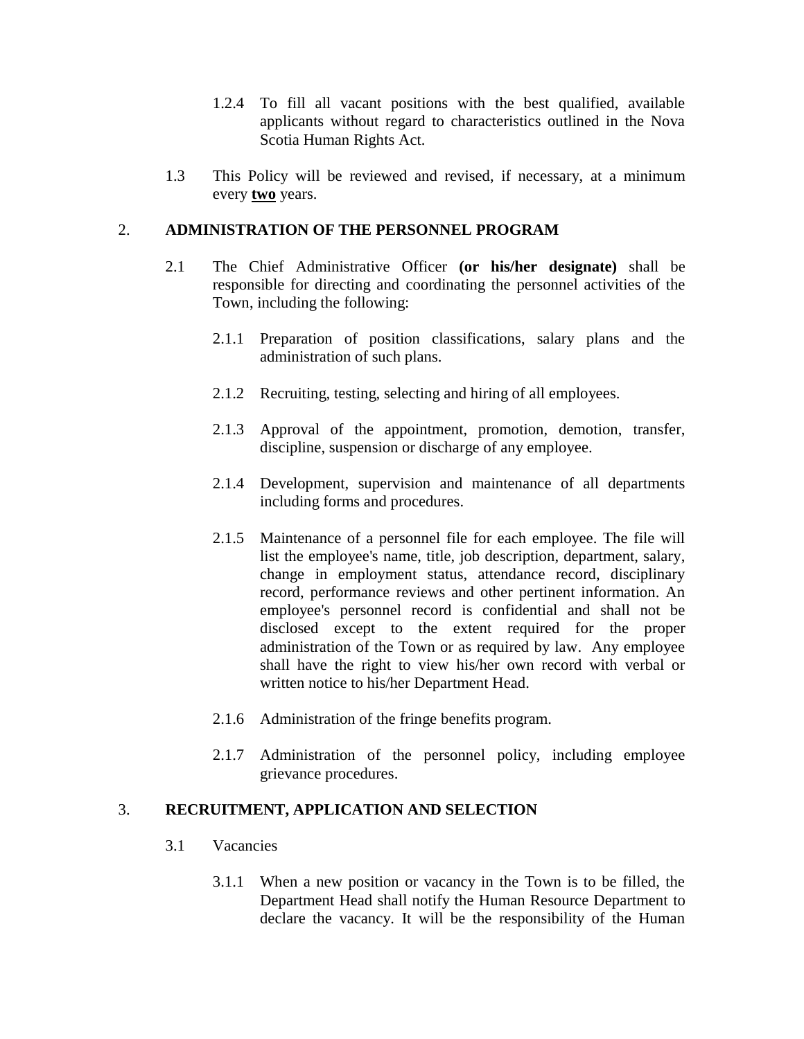1.2.4 To fill all vacant positions with the best qualified, available applicants without regard to characteristics outlined in the Nova Scotia Human Rights Act.

1.3 This Policy will be reviewed and revised, if necessary, at a minimum every **two** years.

## 2. ADMINISTRATION OF THE PERSONNEL PROGRAM

2.1 The Chief Administrative Officer **(or his/her designate)** shall be responsible for directing and coordinating the personnel activities of the Town, including the following:

2.1.1 Preparation of position classifications, salary plans and the administration of such plans.

2.1.2 Recruiting, testing, selecting and hiring of all employees.

2.1.3 Approval of the appointment, promotion, demotion, transfer, discipline, suspension or discharge of any employee.

2.1.4 Development, supervision and maintenance of all departments including forms and procedures.

2.1.5 Maintenance of a personnel file for each employee. The file will list the employee's name, title, job description, department, salary, change in employment status, attendance record, disciplinary record, performance reviews and other pertinent information. An employee's personnel record is confidential and shall not be disclosed except to the extent required for the proper administration of the Town or as required by law. Any employee shall have the right to view his/her own record with verbal or written notice to his/her Department Head.

2.1.6 Administration of the fringe benefits program.

2.1.7 Administration of the personnel policy, including employee grievance procedures.

## 3. RECRUITMENT, APPLICATION AND SELECTION

3.1 Vacancies

3.1.1 When a new position or vacancy in the Town is to be filled, the Department Head shall notify the Human Resource Department to declare the vacancy. It will be the responsibility of the Human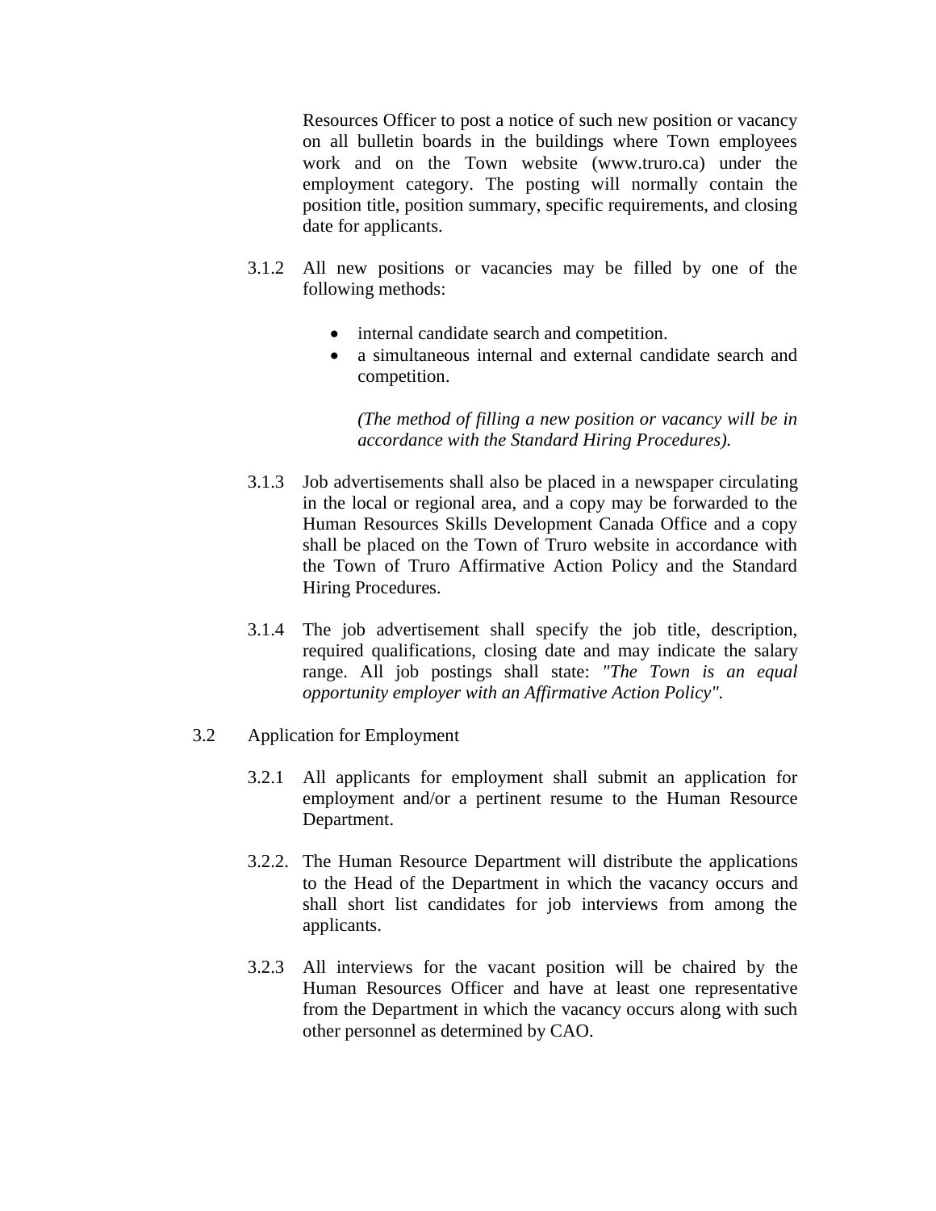Resources Officer to post a notice of such new position or vacancy on all bulletin boards in the buildings where Town employees work and on the Town website (www.truro.ca) under the employment category. The posting will normally contain the position title, position summary, specific requirements, and closing date for applicants.

3.1.2 All new positions or vacancies may be filled by one of the following methods:

- internal candidate search and competition.
- a simultaneous internal and external candidate search and competition.

*(The method of filling a new position or vacancy will be in accordance with the Standard Hiring Procedures).*

3.1.3 Job advertisements shall also be placed in a newspaper circulating in the local or regional area, and a copy may be forwarded to the Human Resources Skills Development Canada Office and a copy shall be placed on the Town of Truro website in accordance with the Town of Truro Affirmative Action Policy and the Standard Hiring Procedures.

3.1.4 The job advertisement shall specify the job title, description, required qualifications, closing date and may indicate the salary range. All job postings shall state: *"The Town is an equal opportunity employer with an Affirmative Action Policy".*

3.2 Application for Employment

3.2.1 All applicants for employment shall submit an application for employment and/or a pertinent resume to the Human Resource Department.

3.2.2. The Human Resource Department will distribute the applications to the Head of the Department in which the vacancy occurs and shall short list candidates for job interviews from among the applicants.

3.2.3 All interviews for the vacant position will be chaired by the Human Resources Officer and have at least one representative from the Department in which the vacancy occurs along with such other personnel as determined by CAO.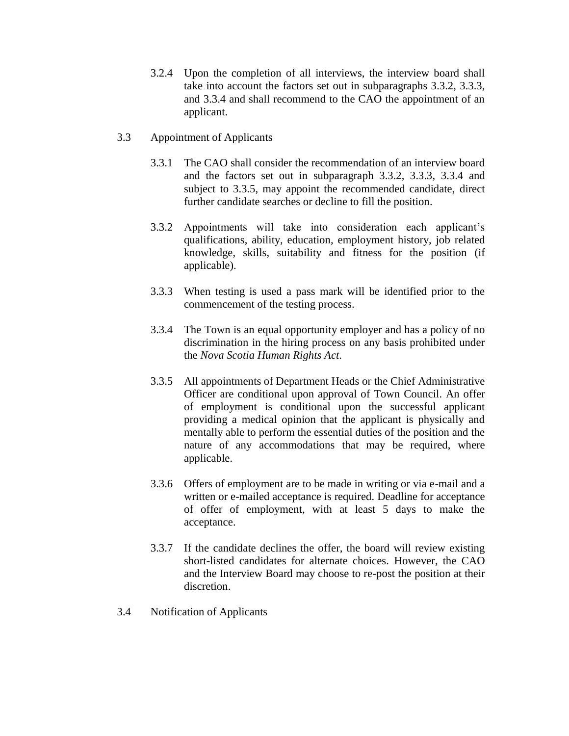3.2.4 Upon the completion of all interviews, the interview board shall take into account the factors set out in subparagraphs 3.3.2, 3.3.3, and 3.3.4 and shall recommend to the CAO the appointment of an applicant.

3.3 Appointment of Applicants

3.3.1 The CAO shall consider the recommendation of an interview board and the factors set out in subparagraph 3.3.2, 3.3.3, 3.3.4 and subject to 3.3.5, may appoint the recommended candidate, direct further candidate searches or decline to fill the position.

3.3.2 Appointments will take into consideration each applicant's qualifications, ability, education, employment history, job related knowledge, skills, suitability and fitness for the position (if applicable).

3.3.3 When testing is used a pass mark will be identified prior to the commencement of the testing process.

3.3.4 The Town is an equal opportunity employer and has a policy of no discrimination in the hiring process on any basis prohibited under the *Nova Scotia Human Rights Act*.

3.3.5 All appointments of Department Heads or the Chief Administrative Officer are conditional upon approval of Town Council. An offer of employment is conditional upon the successful applicant providing a medical opinion that the applicant is physically and mentally able to perform the essential duties of the position and the nature of any accommodations that may be required, where applicable.

3.3.6 Offers of employment are to be made in writing or via e-mail and a written or e-mailed acceptance is required. Deadline for acceptance of offer of employment, with at least 5 days to make the acceptance.

3.3.7 If the candidate declines the offer, the board will review existing short-listed candidates for alternate choices. However, the CAO and the Interview Board may choose to re-post the position at their discretion.

3.4 Notification of Applicants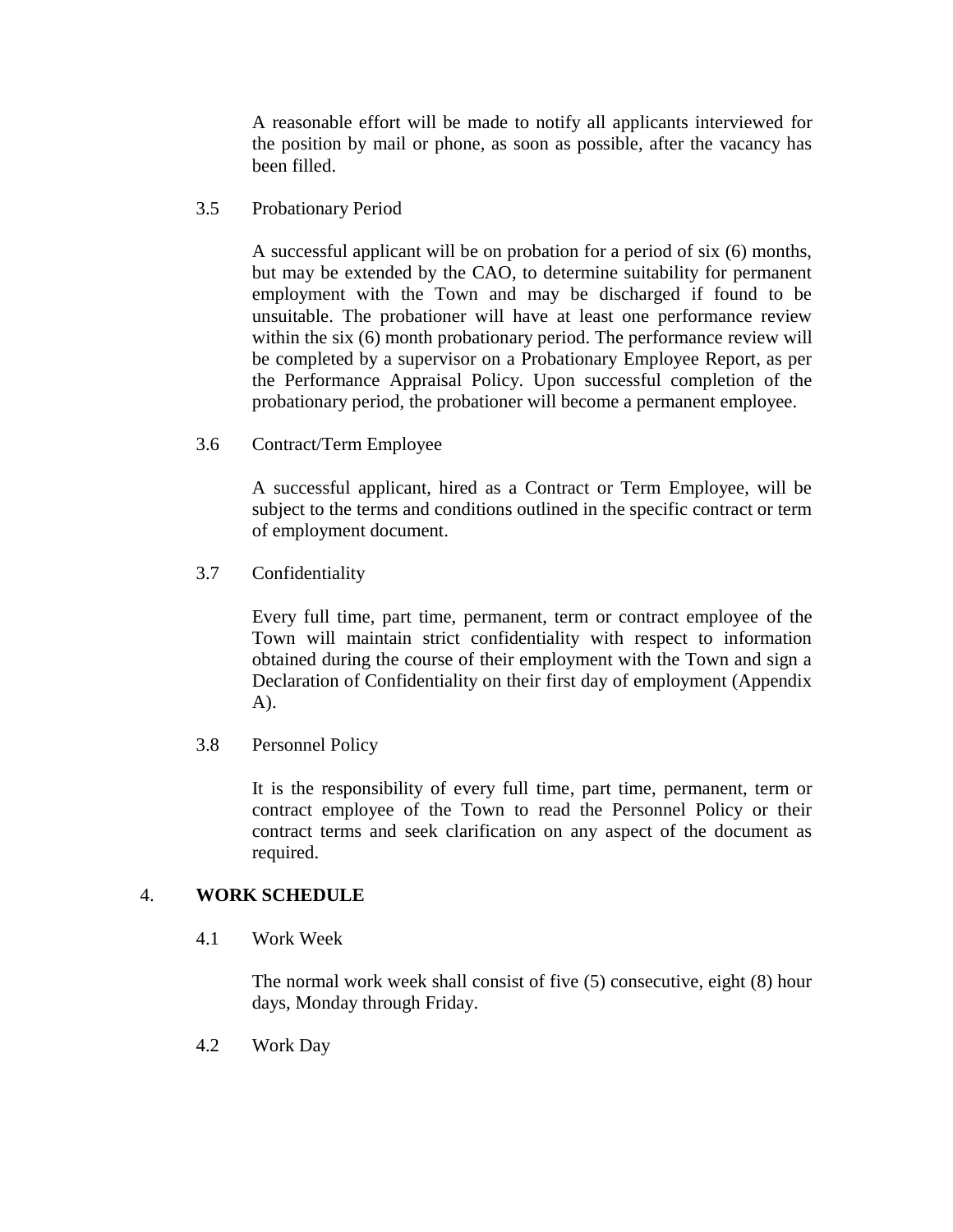A reasonable effort will be made to notify all applicants interviewed for the position by mail or phone, as soon as possible, after the vacancy has been filled.

3.5 Probationary Period

A successful applicant will be on probation for a period of six (6) months, but may be extended by the CAO, to determine suitability for permanent employment with the Town and may be discharged if found to be unsuitable. The probationer will have at least one performance review within the six (6) month probationary period. The performance review will be completed by a supervisor on a Probationary Employee Report, as per the Performance Appraisal Policy. Upon successful completion of the probationary period, the probationer will become a permanent employee.

3.6 Contract/Term Employee

A successful applicant, hired as a Contract or Term Employee, will be subject to the terms and conditions outlined in the specific contract or term of employment document.

3.7 Confidentiality

Every full time, part time, permanent, term or contract employee of the Town will maintain strict confidentiality with respect to information obtained during the course of their employment with the Town and sign a Declaration of Confidentiality on their first day of employment (Appendix A).

3.8 Personnel Policy

It is the responsibility of every full time, part time, permanent, term or contract employee of the Town to read the Personnel Policy or their contract terms and seek clarification on any aspect of the document as required.

## 4. WORK SCHEDULE

4.1 Work Week

The normal work week shall consist of five (5) consecutive, eight (8) hour days, Monday through Friday.

4.2 Work Day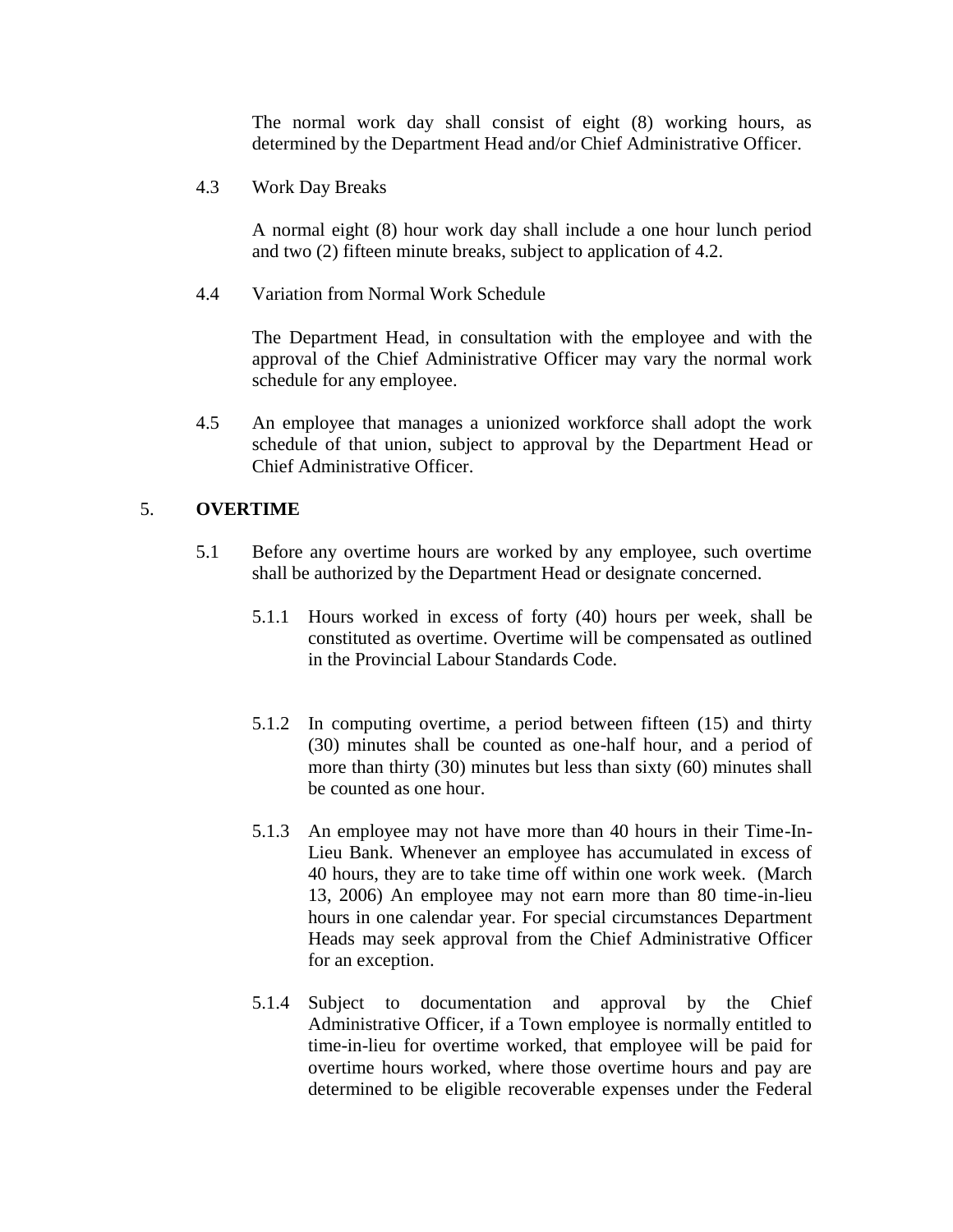The normal work day shall consist of eight (8) working hours, as determined by the Department Head and/or Chief Administrative Officer.

4.3 Work Day Breaks

A normal eight (8) hour work day shall include a one hour lunch period and two (2) fifteen minute breaks, subject to application of 4.2.

4.4 Variation from Normal Work Schedule

The Department Head, in consultation with the employee and with the approval of the Chief Administrative Officer may vary the normal work schedule for any employee.

4.5 An employee that manages a unionized workforce shall adopt the work schedule of that union, subject to approval by the Department Head or Chief Administrative Officer.

## 5. OVERTIME

5.1 Before any overtime hours are worked by any employee, such overtime shall be authorized by the Department Head or designate concerned.

5.1.1 Hours worked in excess of forty (40) hours per week, shall be constituted as overtime. Overtime will be compensated as outlined in the Provincial Labour Standards Code.

5.1.2 In computing overtime, a period between fifteen (15) and thirty (30) minutes shall be counted as one-half hour, and a period of more than thirty (30) minutes but less than sixty (60) minutes shall be counted as one hour.

5.1.3 An employee may not have more than 40 hours in their Time-In-Lieu Bank. Whenever an employee has accumulated in excess of 40 hours, they are to take time off within one work week. (March 13, 2006) An employee may not earn more than 80 time-in-lieu hours in one calendar year. For special circumstances Department Heads may seek approval from the Chief Administrative Officer for an exception.

5.1.4 Subject to documentation and approval by the Chief Administrative Officer, if a Town employee is normally entitled to time-in-lieu for overtime worked, that employee will be paid for overtime hours worked, where those overtime hours and pay are determined to be eligible recoverable expenses under the Federal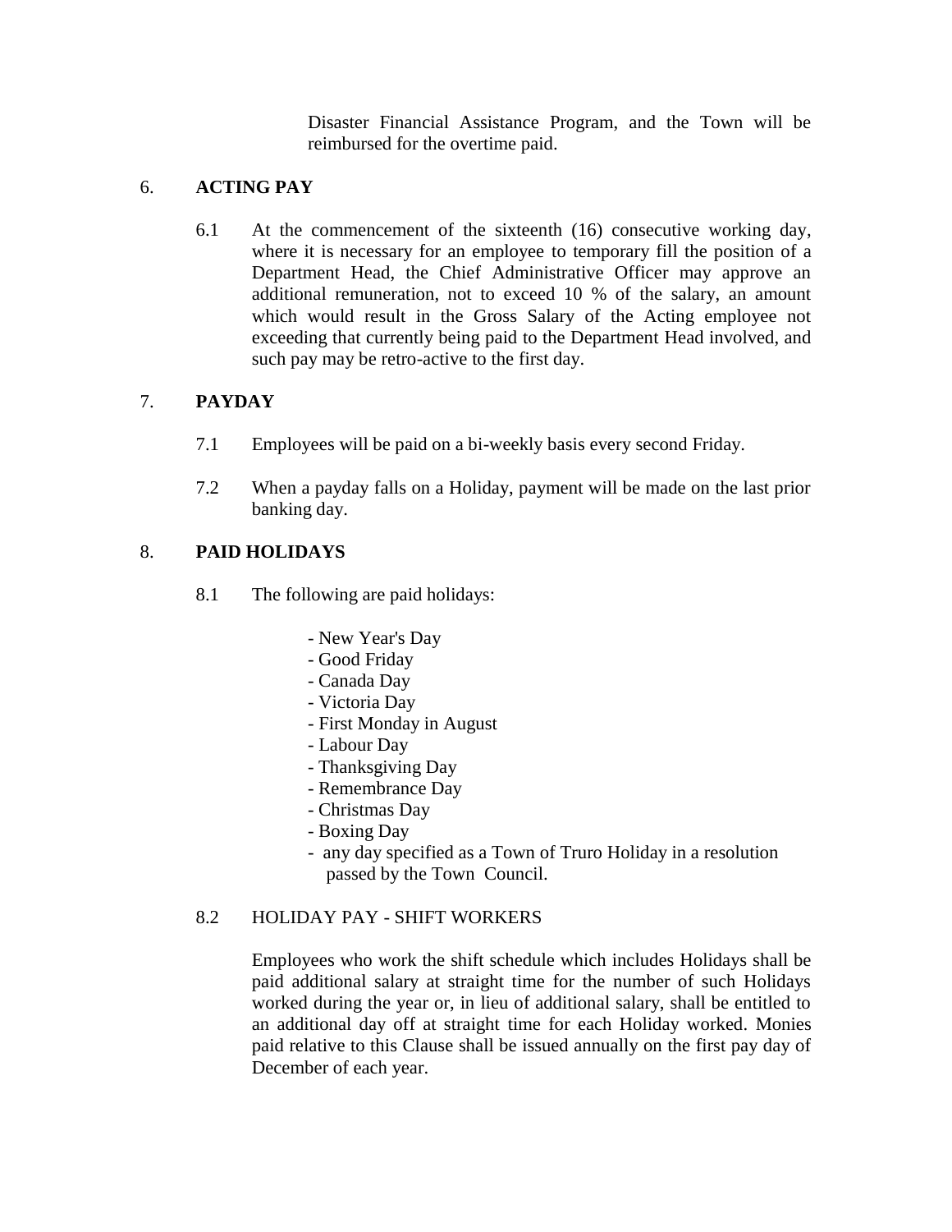Disaster Financial Assistance Program, and the Town will be reimbursed for the overtime paid.

## 6. ACTING PAY

6.1 At the commencement of the sixteenth (16) consecutive working day, where it is necessary for an employee to temporary fill the position of a Department Head, the Chief Administrative Officer may approve an additional remuneration, not to exceed 10 % of the salary, an amount which would result in the Gross Salary of the Acting employee not exceeding that currently being paid to the Department Head involved, and such pay may be retro-active to the first day.

## 7. PAYDAY

7.1 Employees will be paid on a bi-weekly basis every second Friday.

7.2 When a payday falls on a Holiday, payment will be made on the last prior banking day.

## 8. PAID HOLIDAYS

8.1 The following are paid holidays:

- New Year's Day
- Good Friday
- Canada Day
- Victoria Day
- First Monday in August
- Labour Day
- Thanksgiving Day
- Remembrance Day
- Christmas Day
- Boxing Day
- any day specified as a Town of Truro Holiday in a resolution passed by the Town Council.

8.2 HOLIDAY PAY - SHIFT WORKERS

Employees who work the shift schedule which includes Holidays shall be paid additional salary at straight time for the number of such Holidays worked during the year or, in lieu of additional salary, shall be entitled to an additional day off at straight time for each Holiday worked. Monies paid relative to this Clause shall be issued annually on the first pay day of December of each year.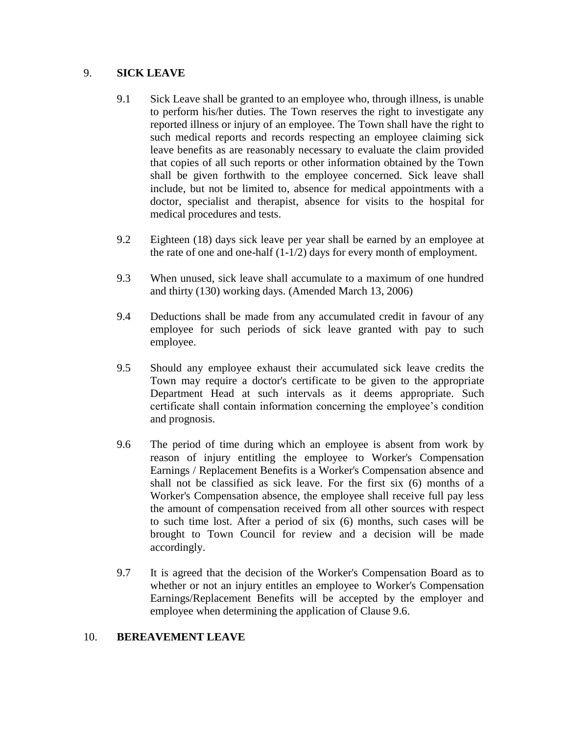## 9. SICK LEAVE

9.1 Sick Leave shall be granted to an employee who, through illness, is unable to perform his/her duties. The Town reserves the right to investigate any reported illness or injury of an employee. The Town shall have the right to such medical reports and records respecting an employee claiming sick leave benefits as are reasonably necessary to evaluate the claim provided that copies of all such reports or other information obtained by the Town shall be given forthwith to the employee concerned. Sick leave shall include, but not be limited to, absence for medical appointments with a doctor, specialist and therapist, absence for visits to the hospital for medical procedures and tests.

9.2 Eighteen (18) days sick leave per year shall be earned by an employee at the rate of one and one-half (1-1/2) days for every month of employment.

9.3 When unused, sick leave shall accumulate to a maximum of one hundred and thirty (130) working days. (Amended March 13, 2006)

9.4 Deductions shall be made from any accumulated credit in favour of any employee for such periods of sick leave granted with pay to such employee.

9.5 Should any employee exhaust their accumulated sick leave credits the Town may require a doctor's certificate to be given to the appropriate Department Head at such intervals as it deems appropriate. Such certificate shall contain information concerning the employee's condition and prognosis.

9.6 The period of time during which an employee is absent from work by reason of injury entitling the employee to Worker's Compensation Earnings / Replacement Benefits is a Worker's Compensation absence and shall not be classified as sick leave. For the first six (6) months of a Worker's Compensation absence, the employee shall receive full pay less the amount of compensation received from all other sources with respect to such time lost. After a period of six (6) months, such cases will be brought to Town Council for review and a decision will be made accordingly.

9.7 It is agreed that the decision of the Worker's Compensation Board as to whether or not an injury entitles an employee to Worker's Compensation Earnings/Replacement Benefits will be accepted by the employer and employee when determining the application of Clause 9.6.

## 10. BEREAVEMENT LEAVE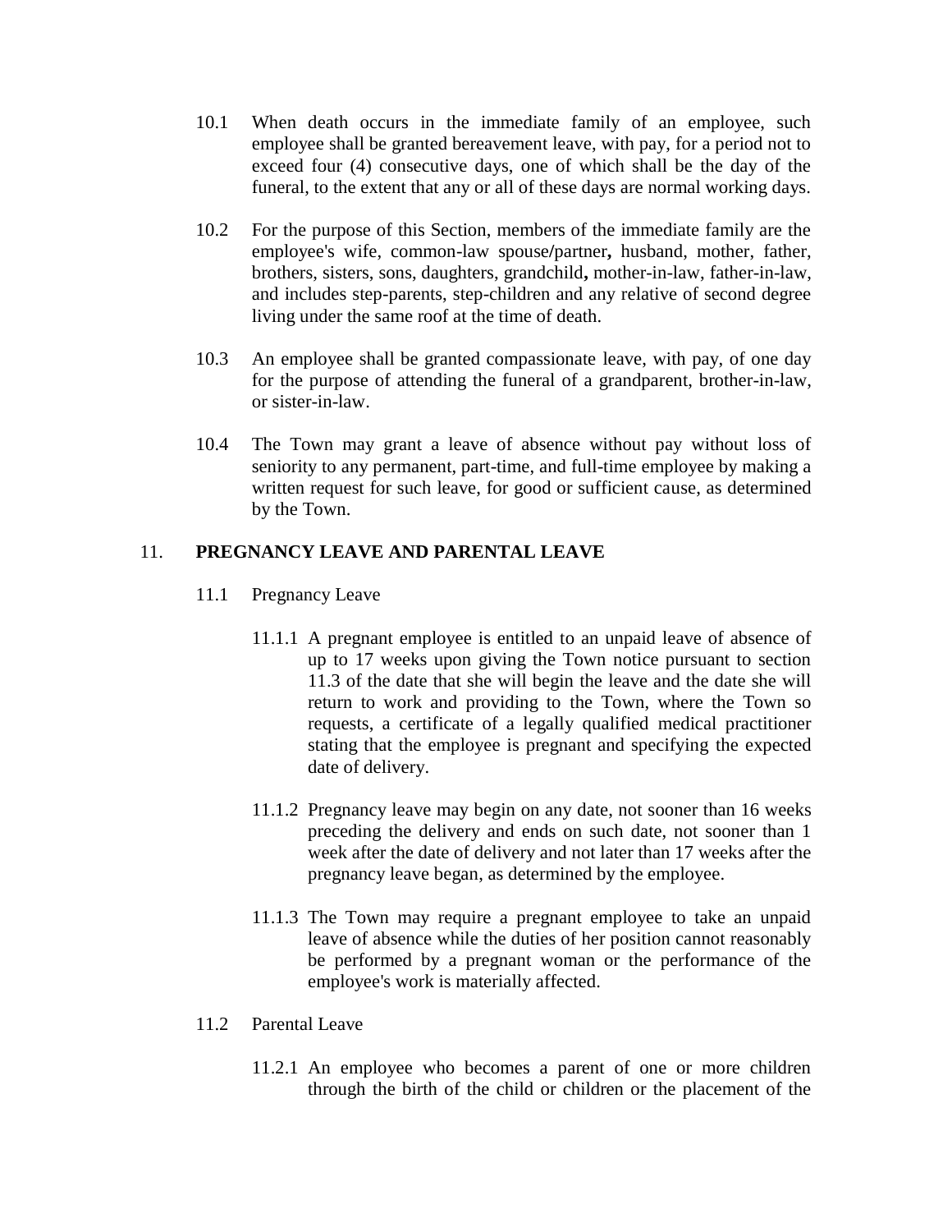10.1 When death occurs in the immediate family of an employee, such employee shall be granted bereavement leave, with pay, for a period not to exceed four (4) consecutive days, one of which shall be the day of the funeral, to the extent that any or all of these days are normal working days.

10.2 For the purpose of this Section, members of the immediate family are the employee's wife, common-law spouse/partner**,** husband, mother, father, brothers, sisters, sons, daughters, grandchild**,** mother-in-law, father-in-law, and includes step-parents, step-children and any relative of second degree living under the same roof at the time of death.

10.3 An employee shall be granted compassionate leave, with pay, of one day for the purpose of attending the funeral of a grandparent, brother-in-law, or sister-in-law.

10.4 The Town may grant a leave of absence without pay without loss of seniority to any permanent, part-time, and full-time employee by making a written request for such leave, for good or sufficient cause, as determined by the Town.

## 11. PREGNANCY LEAVE AND PARENTAL LEAVE

11.1 Pregnancy Leave

11.1.1 A pregnant employee is entitled to an unpaid leave of absence of up to 17 weeks upon giving the Town notice pursuant to section 11.3 of the date that she will begin the leave and the date she will return to work and providing to the Town, where the Town so requests, a certificate of a legally qualified medical practitioner stating that the employee is pregnant and specifying the expected date of delivery.

11.1.2 Pregnancy leave may begin on any date, not sooner than 16 weeks preceding the delivery and ends on such date, not sooner than 1 week after the date of delivery and not later than 17 weeks after the pregnancy leave began, as determined by the employee.

11.1.3 The Town may require a pregnant employee to take an unpaid leave of absence while the duties of her position cannot reasonably be performed by a pregnant woman or the performance of the employee's work is materially affected.

11.2 Parental Leave

11.2.1 An employee who becomes a parent of one or more children through the birth of the child or children or the placement of the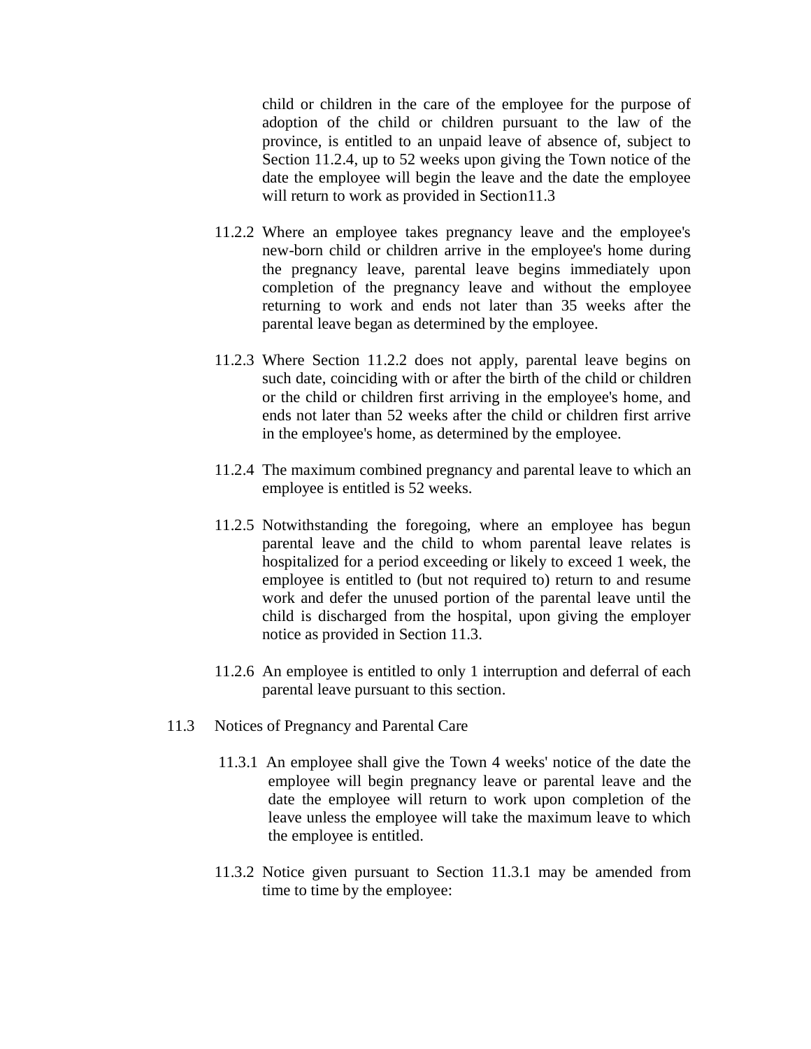child or children in the care of the employee for the purpose of adoption of the child or children pursuant to the law of the province, is entitled to an unpaid leave of absence of, subject to Section 11.2.4, up to 52 weeks upon giving the Town notice of the date the employee will begin the leave and the date the employee will return to work as provided in Section11.3

11.2.2 Where an employee takes pregnancy leave and the employee's new-born child or children arrive in the employee's home during the pregnancy leave, parental leave begins immediately upon completion of the pregnancy leave and without the employee returning to work and ends not later than 35 weeks after the parental leave began as determined by the employee.

11.2.3 Where Section 11.2.2 does not apply, parental leave begins on such date, coinciding with or after the birth of the child or children or the child or children first arriving in the employee's home, and ends not later than 52 weeks after the child or children first arrive in the employee's home, as determined by the employee.

11.2.4 The maximum combined pregnancy and parental leave to which an employee is entitled is 52 weeks.

11.2.5 Notwithstanding the foregoing, where an employee has begun parental leave and the child to whom parental leave relates is hospitalized for a period exceeding or likely to exceed 1 week, the employee is entitled to (but not required to) return to and resume work and defer the unused portion of the parental leave until the child is discharged from the hospital, upon giving the employer notice as provided in Section 11.3.

11.2.6 An employee is entitled to only 1 interruption and deferral of each parental leave pursuant to this section.

11.3 Notices of Pregnancy and Parental Care

11.3.1 An employee shall give the Town 4 weeks' notice of the date the employee will begin pregnancy leave or parental leave and the date the employee will return to work upon completion of the leave unless the employee will take the maximum leave to which the employee is entitled.

11.3.2 Notice given pursuant to Section 11.3.1 may be amended from time to time by the employee: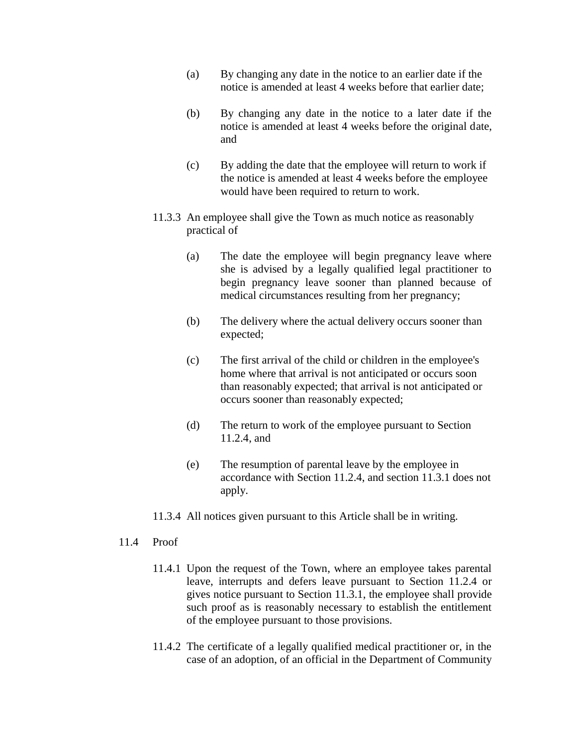(a) By changing any date in the notice to an earlier date if the notice is amended at least 4 weeks before that earlier date;

(b) By changing any date in the notice to a later date if the notice is amended at least 4 weeks before the original date, and

(c) By adding the date that the employee will return to work if the notice is amended at least 4 weeks before the employee would have been required to return to work.

11.3.3 An employee shall give the Town as much notice as reasonably practical of

(a) The date the employee will begin pregnancy leave where she is advised by a legally qualified legal practitioner to begin pregnancy leave sooner than planned because of medical circumstances resulting from her pregnancy;

(b) The delivery where the actual delivery occurs sooner than expected;

(c) The first arrival of the child or children in the employee's home where that arrival is not anticipated or occurs soon than reasonably expected; that arrival is not anticipated or occurs sooner than reasonably expected;

(d) The return to work of the employee pursuant to Section 11.2.4, and

(e) The resumption of parental leave by the employee in accordance with Section 11.2.4, and section 11.3.1 does not apply.

11.3.4 All notices given pursuant to this Article shall be in writing.

11.4 Proof

11.4.1 Upon the request of the Town, where an employee takes parental leave, interrupts and defers leave pursuant to Section 11.2.4 or gives notice pursuant to Section 11.3.1, the employee shall provide such proof as is reasonably necessary to establish the entitlement of the employee pursuant to those provisions.

11.4.2 The certificate of a legally qualified medical practitioner or, in the case of an adoption, of an official in the Department of Community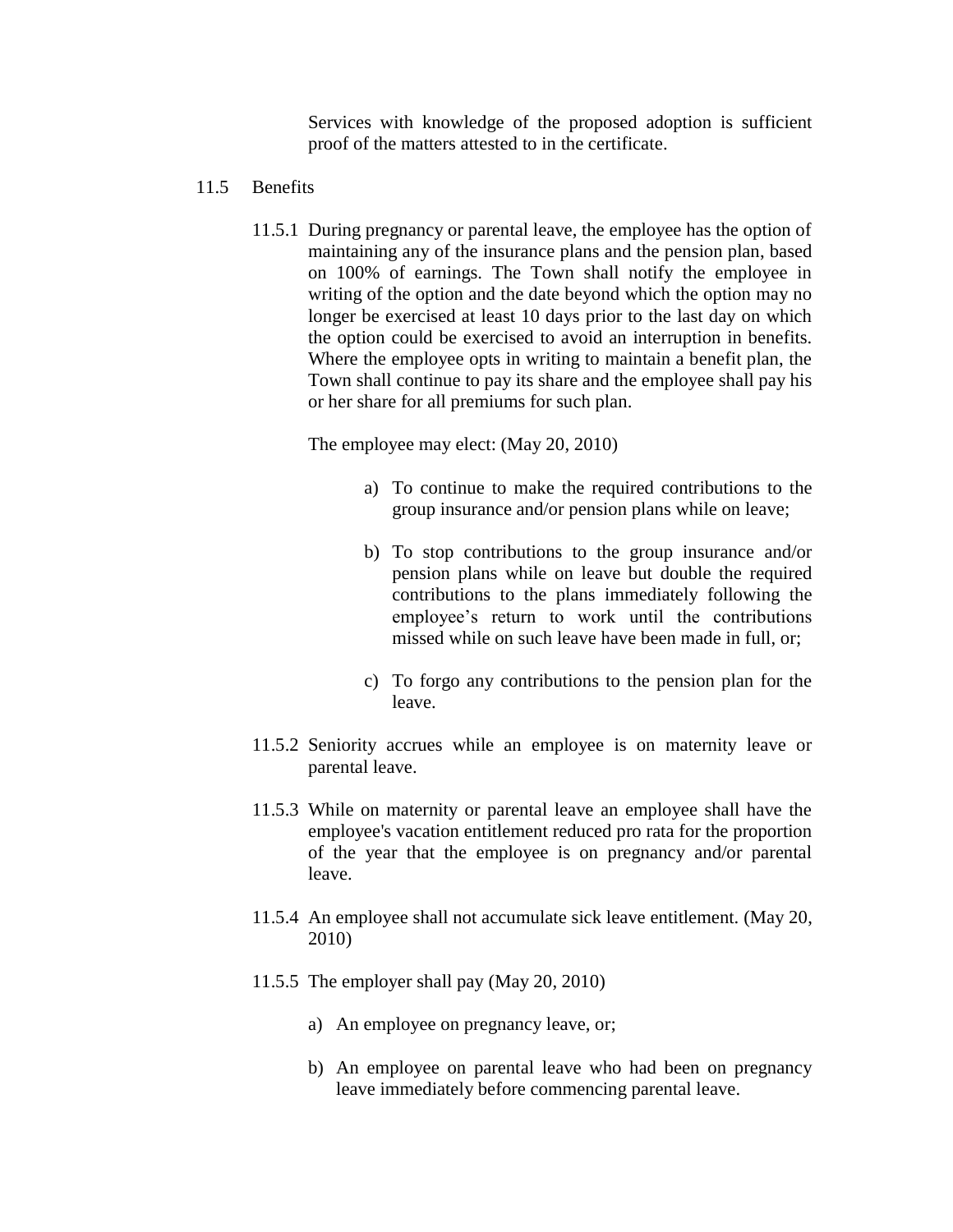Services with knowledge of the proposed adoption is sufficient proof of the matters attested to in the certificate.

11.5 Benefits

11.5.1 During pregnancy or parental leave, the employee has the option of maintaining any of the insurance plans and the pension plan, based on 100% of earnings. The Town shall notify the employee in writing of the option and the date beyond which the option may no longer be exercised at least 10 days prior to the last day on which the option could be exercised to avoid an interruption in benefits. Where the employee opts in writing to maintain a benefit plan, the Town shall continue to pay its share and the employee shall pay his or her share for all premiums for such plan.

The employee may elect: (May 20, 2010)

a) To continue to make the required contributions to the group insurance and/or pension plans while on leave;

b) To stop contributions to the group insurance and/or pension plans while on leave but double the required contributions to the plans immediately following the employee's return to work until the contributions missed while on such leave have been made in full, or;

c) To forgo any contributions to the pension plan for the leave.

11.5.2 Seniority accrues while an employee is on maternity leave or parental leave.

11.5.3 While on maternity or parental leave an employee shall have the employee's vacation entitlement reduced pro rata for the proportion of the year that the employee is on pregnancy and/or parental leave.

11.5.4 An employee shall not accumulate sick leave entitlement. (May 20, 2010)

11.5.5 The employer shall pay (May 20, 2010)

a) An employee on pregnancy leave, or;

b) An employee on parental leave who had been on pregnancy leave immediately before commencing parental leave.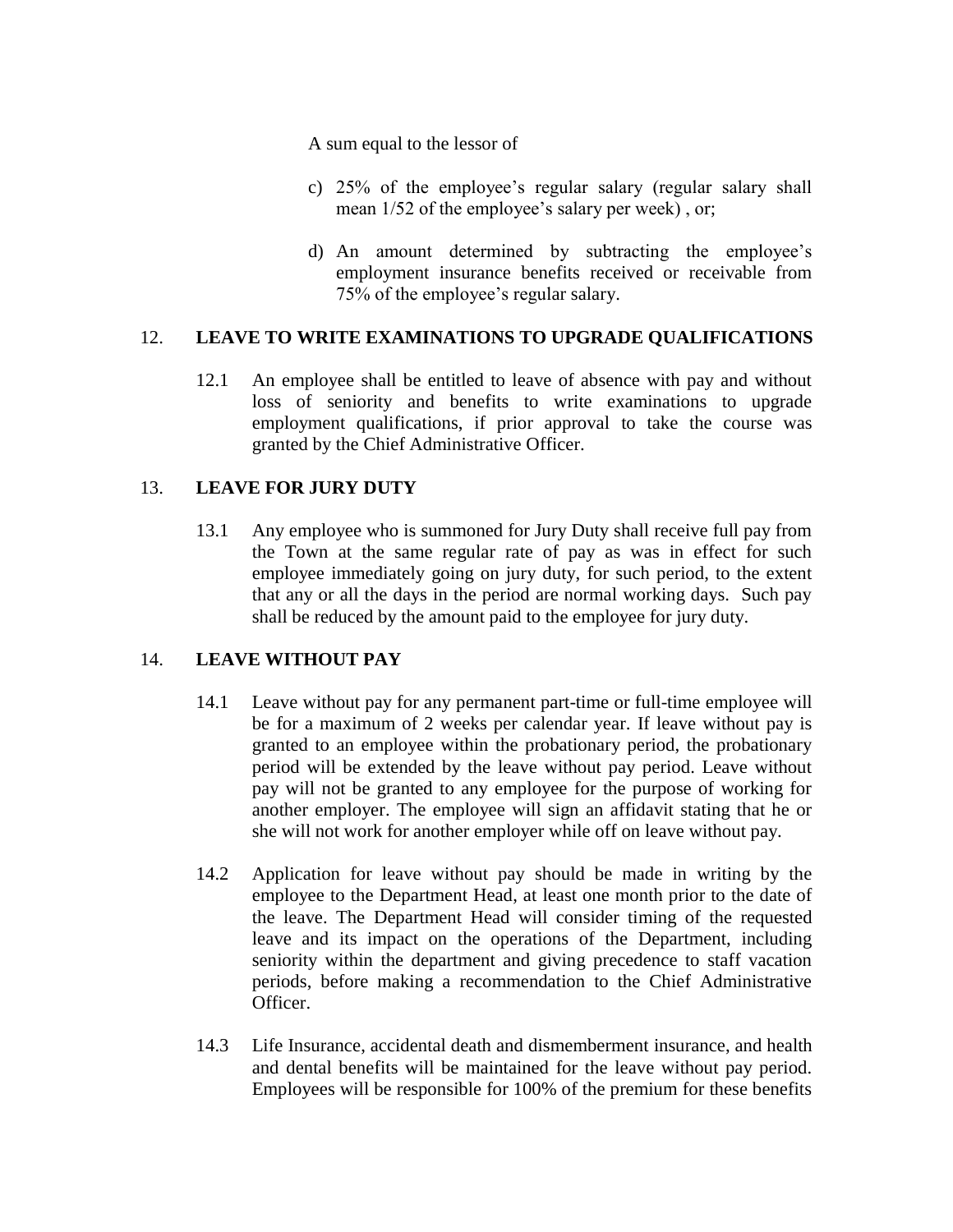A sum equal to the lessor of

c) 25% of the employee's regular salary (regular salary shall mean 1/52 of the employee's salary per week) , or;

d) An amount determined by subtracting the employee's employment insurance benefits received or receivable from 75% of the employee's regular salary.

## 12. LEAVE TO WRITE EXAMINATIONS TO UPGRADE QUALIFICATIONS

12.1 An employee shall be entitled to leave of absence with pay and without loss of seniority and benefits to write examinations to upgrade employment qualifications, if prior approval to take the course was granted by the Chief Administrative Officer.

## 13. LEAVE FOR JURY DUTY

13.1 Any employee who is summoned for Jury Duty shall receive full pay from the Town at the same regular rate of pay as was in effect for such employee immediately going on jury duty, for such period, to the extent that any or all the days in the period are normal working days. Such pay shall be reduced by the amount paid to the employee for jury duty.

## 14. LEAVE WITHOUT PAY

14.1 Leave without pay for any permanent part-time or full-time employee will be for a maximum of 2 weeks per calendar year. If leave without pay is granted to an employee within the probationary period, the probationary period will be extended by the leave without pay period. Leave without pay will not be granted to any employee for the purpose of working for another employer. The employee will sign an affidavit stating that he or she will not work for another employer while off on leave without pay.

14.2 Application for leave without pay should be made in writing by the employee to the Department Head, at least one month prior to the date of the leave. The Department Head will consider timing of the requested leave and its impact on the operations of the Department, including seniority within the department and giving precedence to staff vacation periods, before making a recommendation to the Chief Administrative Officer.

14.3 Life Insurance, accidental death and dismemberment insurance, and health and dental benefits will be maintained for the leave without pay period. Employees will be responsible for 100% of the premium for these benefits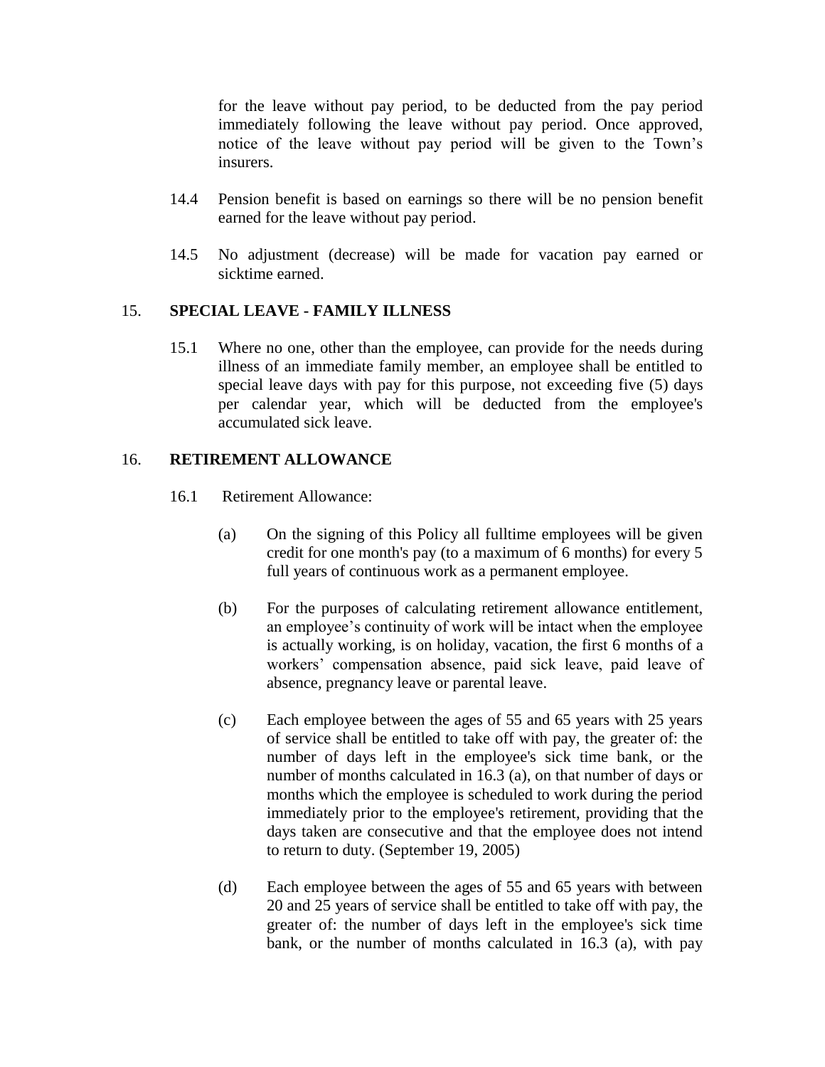for the leave without pay period, to be deducted from the pay period immediately following the leave without pay period. Once approved, notice of the leave without pay period will be given to the Town's insurers.

14.4 Pension benefit is based on earnings so there will be no pension benefit earned for the leave without pay period.

14.5 No adjustment (decrease) will be made for vacation pay earned or sicktime earned.

## 15. SPECIAL LEAVE - FAMILY ILLNESS

15.1 Where no one, other than the employee, can provide for the needs during illness of an immediate family member, an employee shall be entitled to special leave days with pay for this purpose, not exceeding five (5) days per calendar year, which will be deducted from the employee's accumulated sick leave.

## 16. RETIREMENT ALLOWANCE

16.1 Retirement Allowance:

(a) On the signing of this Policy all fulltime employees will be given credit for one month's pay (to a maximum of 6 months) for every 5 full years of continuous work as a permanent employee.

(b) For the purposes of calculating retirement allowance entitlement, an employee's continuity of work will be intact when the employee is actually working, is on holiday, vacation, the first 6 months of a workers' compensation absence, paid sick leave, paid leave of absence, pregnancy leave or parental leave.

(c) Each employee between the ages of 55 and 65 years with 25 years of service shall be entitled to take off with pay, the greater of: the number of days left in the employee's sick time bank, or the number of months calculated in 16.3 (a), on that number of days or months which the employee is scheduled to work during the period immediately prior to the employee's retirement, providing that the days taken are consecutive and that the employee does not intend to return to duty. (September 19, 2005)

(d) Each employee between the ages of 55 and 65 years with between 20 and 25 years of service shall be entitled to take off with pay, the greater of: the number of days left in the employee's sick time bank, or the number of months calculated in 16.3 (a), with pay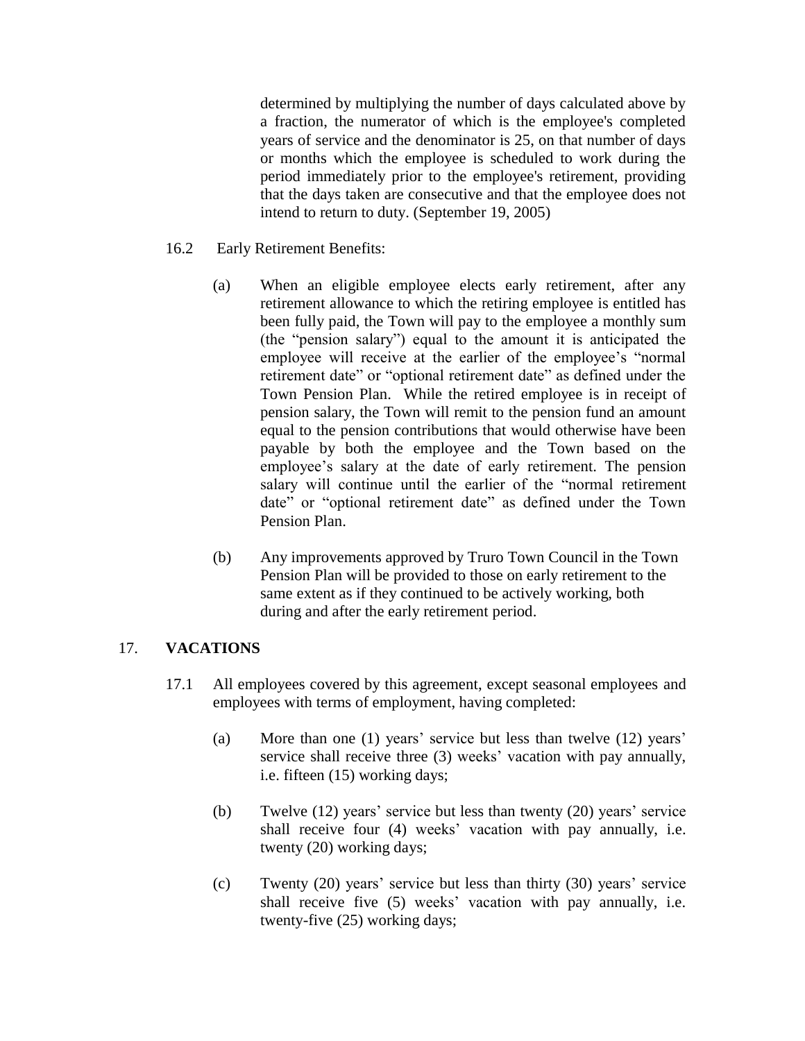determined by multiplying the number of days calculated above by a fraction, the numerator of which is the employee's completed years of service and the denominator is 25, on that number of days or months which the employee is scheduled to work during the period immediately prior to the employee's retirement, providing that the days taken are consecutive and that the employee does not intend to return to duty. (September 19, 2005)

16.2 Early Retirement Benefits:

(a) When an eligible employee elects early retirement, after any retirement allowance to which the retiring employee is entitled has been fully paid, the Town will pay to the employee a monthly sum (the "pension salary") equal to the amount it is anticipated the employee will receive at the earlier of the employee's "normal retirement date" or "optional retirement date" as defined under the Town Pension Plan. While the retired employee is in receipt of pension salary, the Town will remit to the pension fund an amount equal to the pension contributions that would otherwise have been payable by both the employee and the Town based on the employee's salary at the date of early retirement. The pension salary will continue until the earlier of the "normal retirement date" or "optional retirement date" as defined under the Town Pension Plan.

(b) Any improvements approved by Truro Town Council in the Town Pension Plan will be provided to those on early retirement to the same extent as if they continued to be actively working, both during and after the early retirement period.

## 17. VACATIONS

17.1 All employees covered by this agreement, except seasonal employees and employees with terms of employment, having completed:

(a) More than one (1) years' service but less than twelve (12) years' service shall receive three (3) weeks' vacation with pay annually, i.e. fifteen (15) working days;

(b) Twelve (12) years' service but less than twenty (20) years' service shall receive four (4) weeks' vacation with pay annually, i.e. twenty (20) working days;

(c) Twenty (20) years' service but less than thirty (30) years' service shall receive five (5) weeks' vacation with pay annually, i.e. twenty-five (25) working days;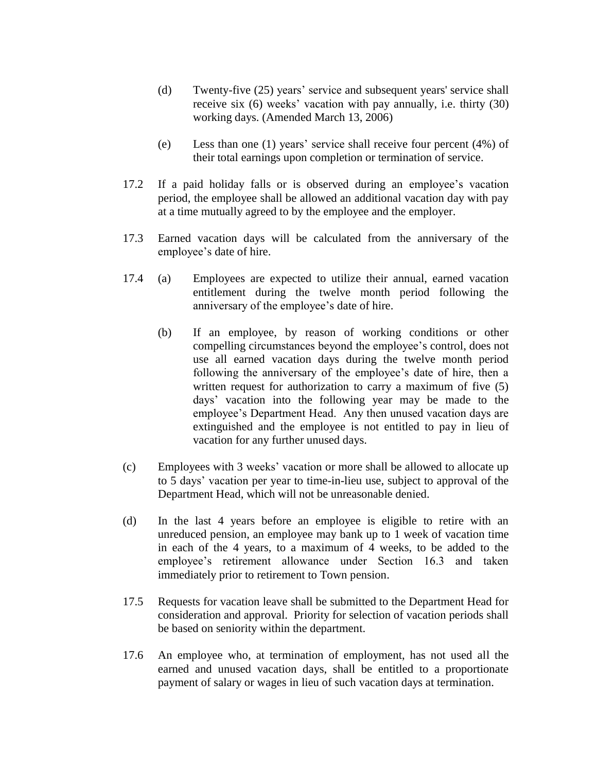(d) Twenty-five (25) years' service and subsequent years' service shall receive six (6) weeks' vacation with pay annually, i.e. thirty (30) working days. (Amended March 13, 2006)

(e) Less than one (1) years' service shall receive four percent (4%) of their total earnings upon completion or termination of service.

17.2 If a paid holiday falls or is observed during an employee's vacation period, the employee shall be allowed an additional vacation day with pay at a time mutually agreed to by the employee and the employer.

17.3 Earned vacation days will be calculated from the anniversary of the employee's date of hire.

17.4 (a) Employees are expected to utilize their annual, earned vacation entitlement during the twelve month period following the anniversary of the employee's date of hire.

(b) If an employee, by reason of working conditions or other compelling circumstances beyond the employee's control, does not use all earned vacation days during the twelve month period following the anniversary of the employee's date of hire, then a written request for authorization to carry a maximum of five (5) days' vacation into the following year may be made to the employee's Department Head. Any then unused vacation days are extinguished and the employee is not entitled to pay in lieu of vacation for any further unused days.

(c) Employees with 3 weeks' vacation or more shall be allowed to allocate up to 5 days' vacation per year to time-in-lieu use, subject to approval of the Department Head, which will not be unreasonable denied.

(d) In the last 4 years before an employee is eligible to retire with an unreduced pension, an employee may bank up to 1 week of vacation time in each of the 4 years, to a maximum of 4 weeks, to be added to the employee's retirement allowance under Section 16.3 and taken immediately prior to retirement to Town pension.

17.5 Requests for vacation leave shall be submitted to the Department Head for consideration and approval. Priority for selection of vacation periods shall be based on seniority within the department.

17.6 An employee who, at termination of employment, has not used all the earned and unused vacation days, shall be entitled to a proportionate payment of salary or wages in lieu of such vacation days at termination.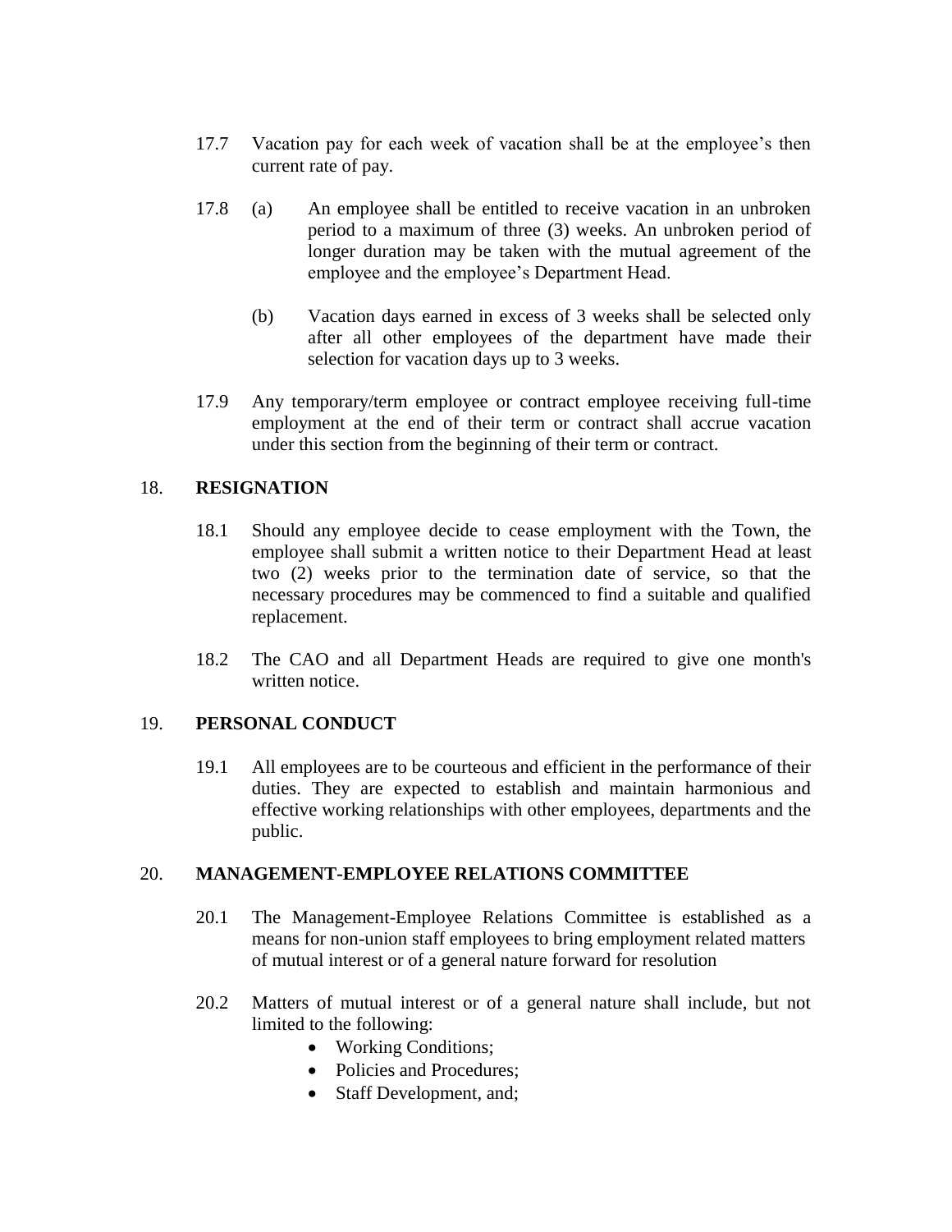17.7 Vacation pay for each week of vacation shall be at the employee's then current rate of pay.

17.8 (a) An employee shall be entitled to receive vacation in an unbroken period to a maximum of three (3) weeks. An unbroken period of longer duration may be taken with the mutual agreement of the employee and the employee's Department Head.

(b) Vacation days earned in excess of 3 weeks shall be selected only after all other employees of the department have made their selection for vacation days up to 3 weeks.

17.9 Any temporary/term employee or contract employee receiving full-time employment at the end of their term or contract shall accrue vacation under this section from the beginning of their term or contract.

## 18. RESIGNATION

18.1 Should any employee decide to cease employment with the Town, the employee shall submit a written notice to their Department Head at least two (2) weeks prior to the termination date of service, so that the necessary procedures may be commenced to find a suitable and qualified replacement.

18.2 The CAO and all Department Heads are required to give one month's written notice.

## 19. PERSONAL CONDUCT

19.1 All employees are to be courteous and efficient in the performance of their duties. They are expected to establish and maintain harmonious and effective working relationships with other employees, departments and the public.

## 20. MANAGEMENT-EMPLOYEE RELATIONS COMMITTEE

20.1 The Management-Employee Relations Committee is established as a means for non-union staff employees to bring employment related matters of mutual interest or of a general nature forward for resolution

20.2 Matters of mutual interest or of a general nature shall include, but not limited to the following:

- Working Conditions;
- Policies and Procedures;
- Staff Development, and;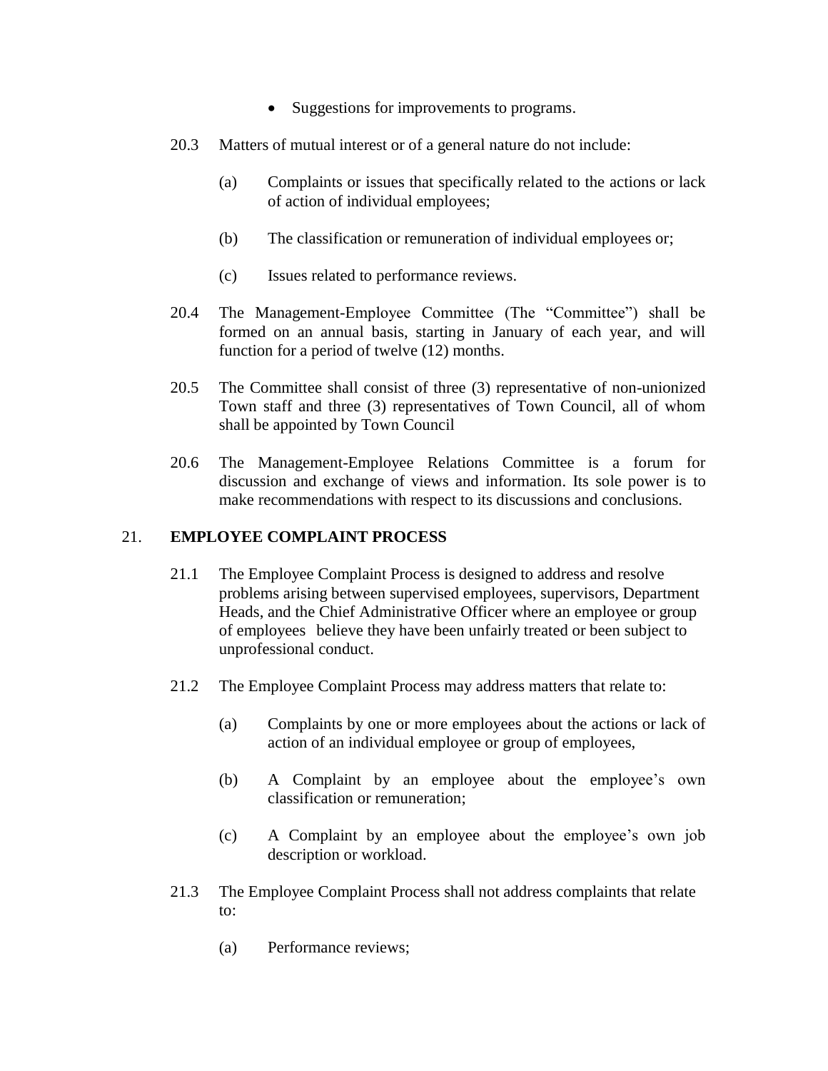- Suggestions for improvements to programs.

20.3 Matters of mutual interest or of a general nature do not include:

(a) Complaints or issues that specifically related to the actions or lack of action of individual employees;

(b) The classification or remuneration of individual employees or;

(c) Issues related to performance reviews.

20.4 The Management-Employee Committee (The "Committee") shall be formed on an annual basis, starting in January of each year, and will function for a period of twelve (12) months.

20.5 The Committee shall consist of three (3) representative of non-unionized Town staff and three (3) representatives of Town Council, all of whom shall be appointed by Town Council

20.6 The Management-Employee Relations Committee is a forum for discussion and exchange of views and information. Its sole power is to make recommendations with respect to its discussions and conclusions.

## 21. EMPLOYEE COMPLAINT PROCESS

21.1 The Employee Complaint Process is designed to address and resolve problems arising between supervised employees, supervisors, Department Heads, and the Chief Administrative Officer where an employee or group of employees believe they have been unfairly treated or been subject to unprofessional conduct.

21.2 The Employee Complaint Process may address matters that relate to:

(a) Complaints by one or more employees about the actions or lack of action of an individual employee or group of employees,

(b) A Complaint by an employee about the employee's own classification or remuneration;

(c) A Complaint by an employee about the employee's own job description or workload.

21.3 The Employee Complaint Process shall not address complaints that relate to:

(a) Performance reviews;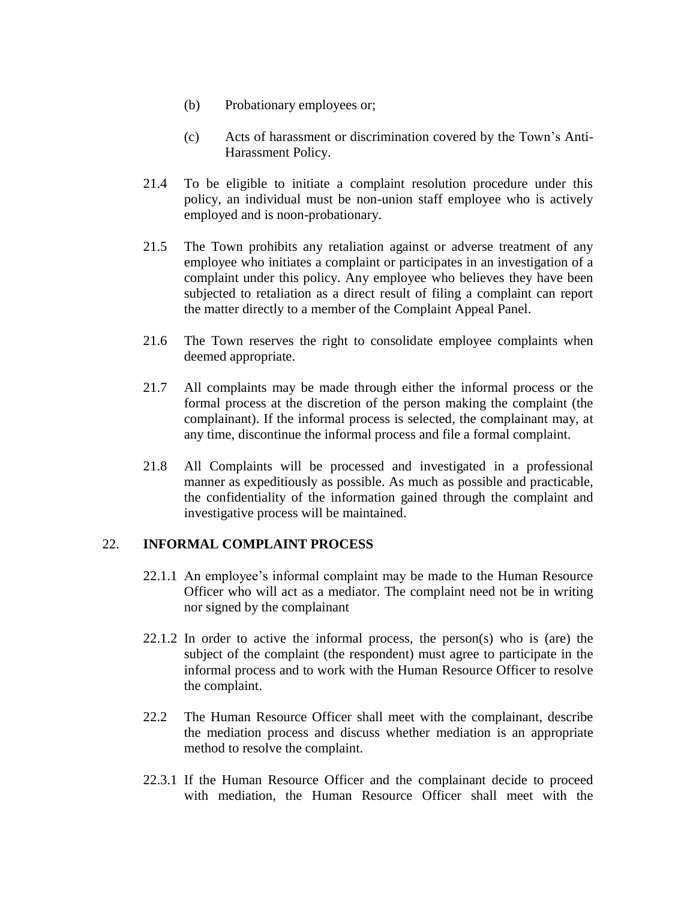(b) Probationary employees or;

(c) Acts of harassment or discrimination covered by the Town's Anti-Harassment Policy.

21.4 To be eligible to initiate a complaint resolution procedure under this policy, an individual must be non-union staff employee who is actively employed and is noon-probationary.

21.5 The Town prohibits any retaliation against or adverse treatment of any employee who initiates a complaint or participates in an investigation of a complaint under this policy. Any employee who believes they have been subjected to retaliation as a direct result of filing a complaint can report the matter directly to a member of the Complaint Appeal Panel.

21.6 The Town reserves the right to consolidate employee complaints when deemed appropriate.

21.7 All complaints may be made through either the informal process or the formal process at the discretion of the person making the complaint (the complainant). If the informal process is selected, the complainant may, at any time, discontinue the informal process and file a formal complaint.

21.8 All Complaints will be processed and investigated in a professional manner as expeditiously as possible. As much as possible and practicable, the confidentiality of the information gained through the complaint and investigative process will be maintained.

## 22. INFORMAL COMPLAINT PROCESS

22.1.1 An employee's informal complaint may be made to the Human Resource Officer who will act as a mediator. The complaint need not be in writing nor signed by the complainant

22.1.2 In order to active the informal process, the person(s) who is (are) the subject of the complaint (the respondent) must agree to participate in the informal process and to work with the Human Resource Officer to resolve the complaint.

22.2 The Human Resource Officer shall meet with the complainant, describe the mediation process and discuss whether mediation is an appropriate method to resolve the complaint.

22.3.1 If the Human Resource Officer and the complainant decide to proceed with mediation, the Human Resource Officer shall meet with the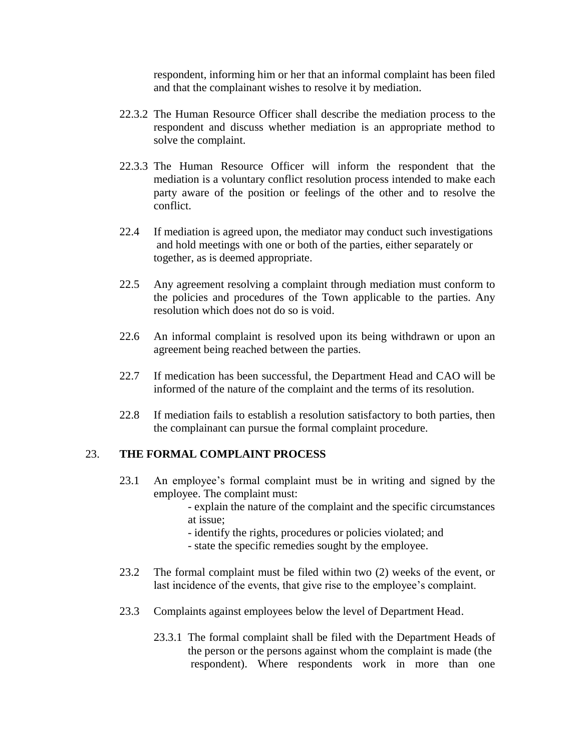respondent, informing him or her that an informal complaint has been filed and that the complainant wishes to resolve it by mediation.

22.3.2 The Human Resource Officer shall describe the mediation process to the respondent and discuss whether mediation is an appropriate method to solve the complaint.

22.3.3 The Human Resource Officer will inform the respondent that the mediation is a voluntary conflict resolution process intended to make each party aware of the position or feelings of the other and to resolve the conflict.

22.4 If mediation is agreed upon, the mediator may conduct such investigations and hold meetings with one or both of the parties, either separately or together, as is deemed appropriate.

22.5 Any agreement resolving a complaint through mediation must conform to the policies and procedures of the Town applicable to the parties. Any resolution which does not do so is void.

22.6 An informal complaint is resolved upon its being withdrawn or upon an agreement being reached between the parties.

22.7 If medication has been successful, the Department Head and CAO will be informed of the nature of the complaint and the terms of its resolution.

22.8 If mediation fails to establish a resolution satisfactory to both parties, then the complainant can pursue the formal complaint procedure.

## 23. THE FORMAL COMPLAINT PROCESS

23.1 An employee's formal complaint must be in writing and signed by the employee. The complaint must:

- explain the nature of the complaint and the specific circumstances at issue;
- identify the rights, procedures or policies violated; and
- state the specific remedies sought by the employee.

23.2 The formal complaint must be filed within two (2) weeks of the event, or last incidence of the events, that give rise to the employee's complaint.

23.3 Complaints against employees below the level of Department Head.

23.3.1 The formal complaint shall be filed with the Department Heads of the person or the persons against whom the complaint is made (the respondent). Where respondents work in more than one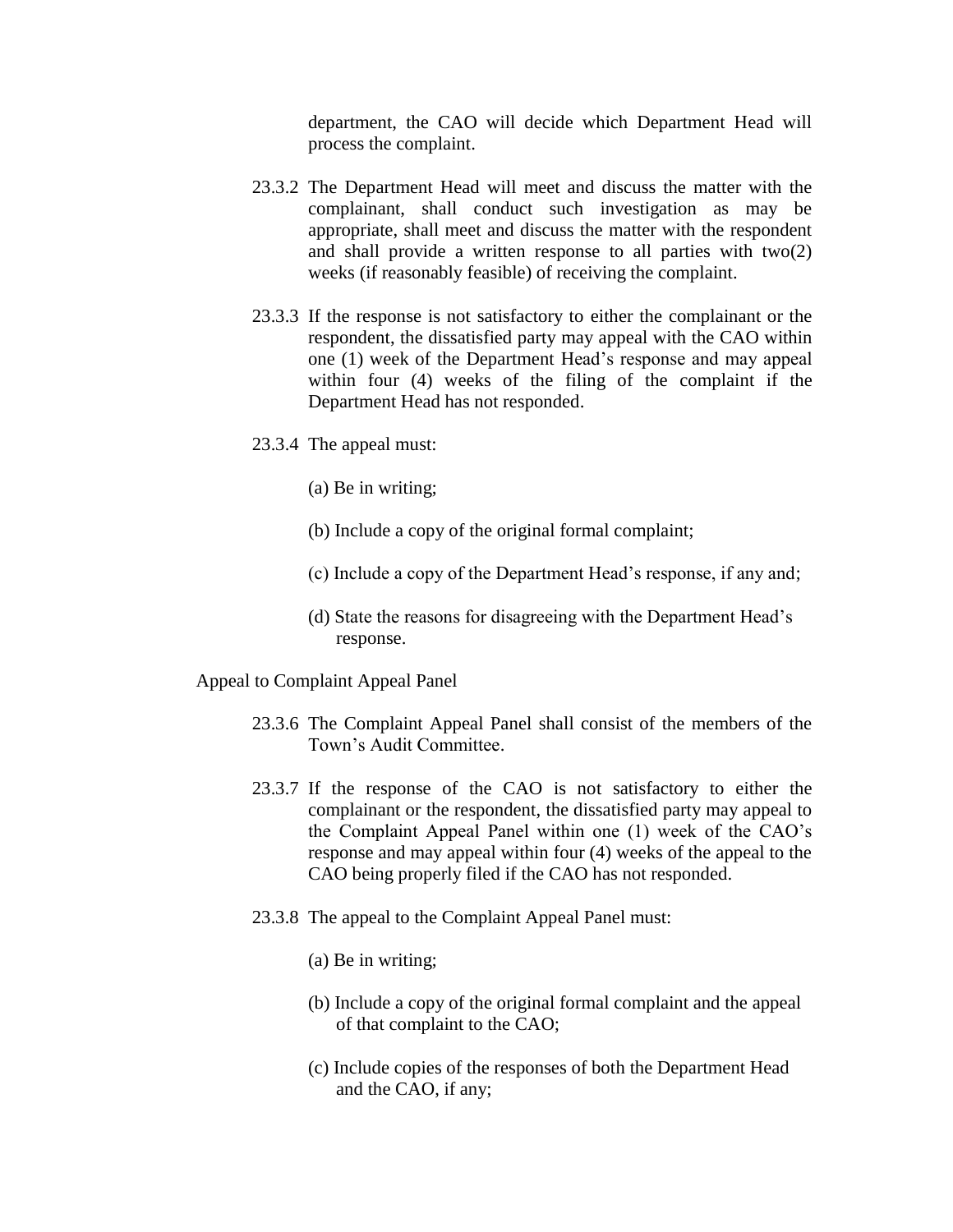department, the CAO will decide which Department Head will process the complaint.

23.3.2 The Department Head will meet and discuss the matter with the complainant, shall conduct such investigation as may be appropriate, shall meet and discuss the matter with the respondent and shall provide a written response to all parties with two(2) weeks (if reasonably feasible) of receiving the complaint.

23.3.3 If the response is not satisfactory to either the complainant or the respondent, the dissatisfied party may appeal with the CAO within one (1) week of the Department Head's response and may appeal within four (4) weeks of the filing of the complaint if the Department Head has not responded.

23.3.4 The appeal must:

(a) Be in writing;

(b) Include a copy of the original formal complaint;

(c) Include a copy of the Department Head's response, if any and;

(d) State the reasons for disagreeing with the Department Head's response.

Appeal to Complaint Appeal Panel

23.3.6 The Complaint Appeal Panel shall consist of the members of the Town's Audit Committee.

23.3.7 If the response of the CAO is not satisfactory to either the complainant or the respondent, the dissatisfied party may appeal to the Complaint Appeal Panel within one (1) week of the CAO's response and may appeal within four (4) weeks of the appeal to the CAO being properly filed if the CAO has not responded.

23.3.8 The appeal to the Complaint Appeal Panel must:

(a) Be in writing;

(b) Include a copy of the original formal complaint and the appeal of that complaint to the CAO;

(c) Include copies of the responses of both the Department Head and the CAO, if any;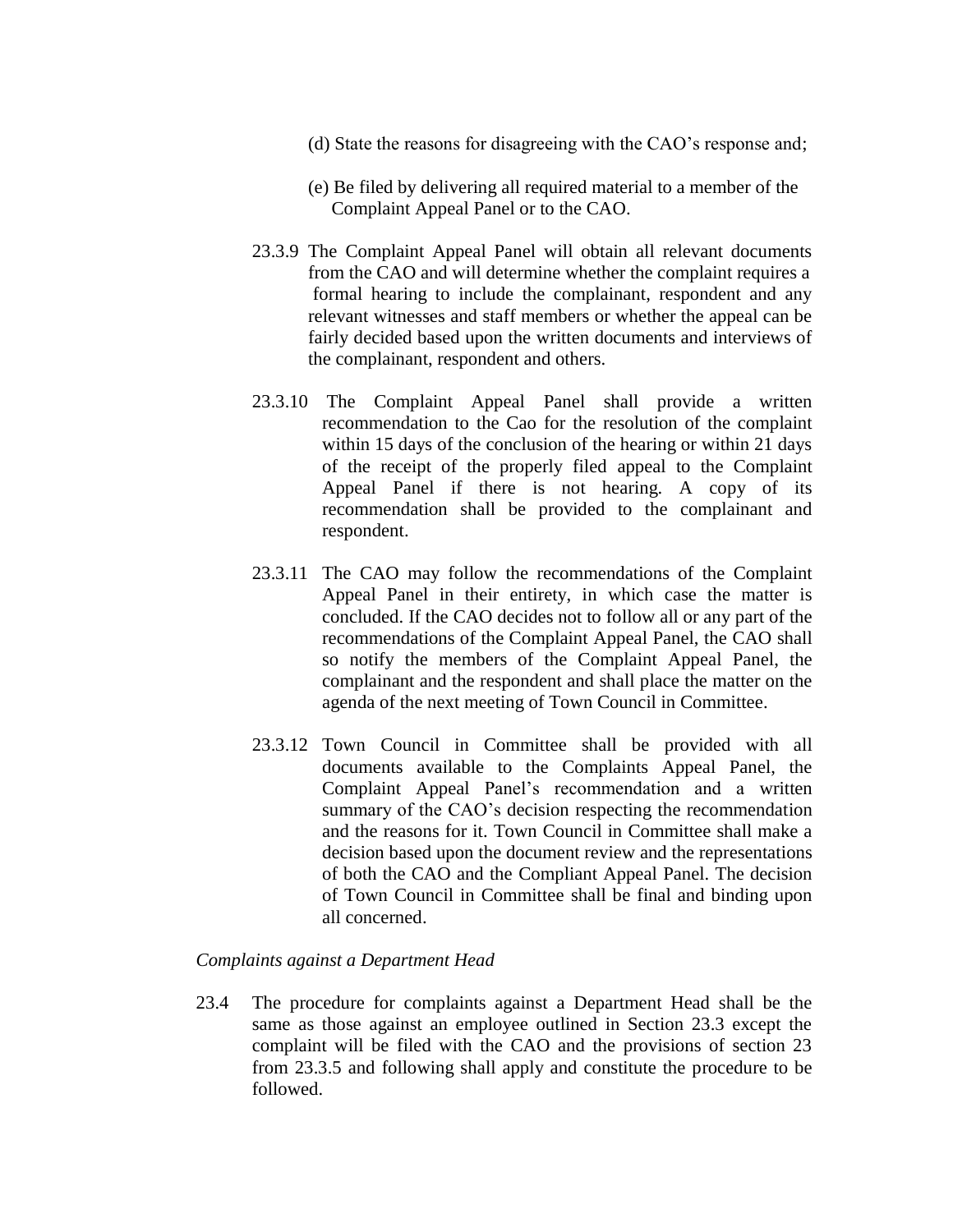(d) State the reasons for disagreeing with the CAO's response and;

(e) Be filed by delivering all required material to a member of the Complaint Appeal Panel or to the CAO.

23.3.9 The Complaint Appeal Panel will obtain all relevant documents from the CAO and will determine whether the complaint requires a formal hearing to include the complainant, respondent and any relevant witnesses and staff members or whether the appeal can be fairly decided based upon the written documents and interviews of the complainant, respondent and others.

23.3.10 The Complaint Appeal Panel shall provide a written recommendation to the Cao for the resolution of the complaint within 15 days of the conclusion of the hearing or within 21 days of the receipt of the properly filed appeal to the Complaint Appeal Panel if there is not hearing. A copy of its recommendation shall be provided to the complainant and respondent.

23.3.11 The CAO may follow the recommendations of the Complaint Appeal Panel in their entirety, in which case the matter is concluded. If the CAO decides not to follow all or any part of the recommendations of the Complaint Appeal Panel, the CAO shall so notify the members of the Complaint Appeal Panel, the complainant and the respondent and shall place the matter on the agenda of the next meeting of Town Council in Committee.

23.3.12 Town Council in Committee shall be provided with all documents available to the Complaints Appeal Panel, the Complaint Appeal Panel's recommendation and a written summary of the CAO's decision respecting the recommendation and the reasons for it. Town Council in Committee shall make a decision based upon the document review and the representations of both the CAO and the Compliant Appeal Panel. The decision of Town Council in Committee shall be final and binding upon all concerned.

*Complaints against a Department Head*

23.4 The procedure for complaints against a Department Head shall be the same as those against an employee outlined in Section 23.3 except the complaint will be filed with the CAO and the provisions of section 23 from 23.3.5 and following shall apply and constitute the procedure to be followed.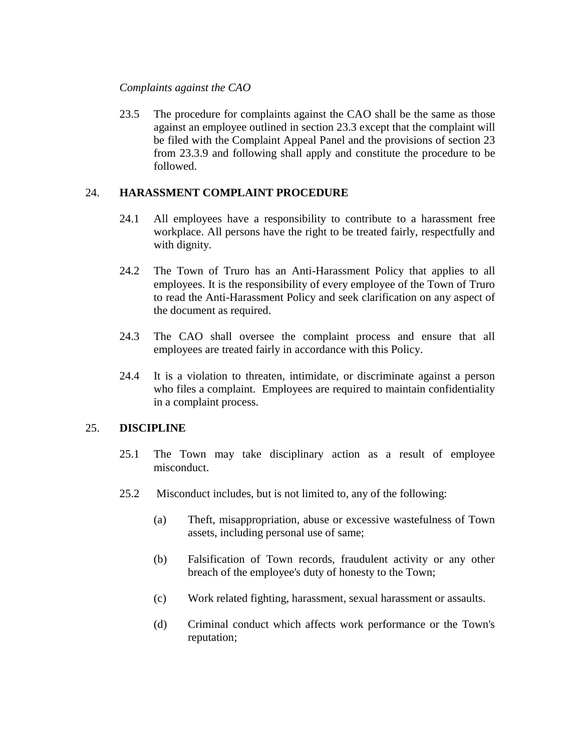*Complaints against the CAO*

23.5 The procedure for complaints against the CAO shall be the same as those against an employee outlined in section 23.3 except that the complaint will be filed with the Complaint Appeal Panel and the provisions of section 23 from 23.3.9 and following shall apply and constitute the procedure to be followed.

## 24. HARASSMENT COMPLAINT PROCEDURE

24.1 All employees have a responsibility to contribute to a harassment free workplace. All persons have the right to be treated fairly, respectfully and with dignity.

24.2 The Town of Truro has an Anti-Harassment Policy that applies to all employees. It is the responsibility of every employee of the Town of Truro to read the Anti-Harassment Policy and seek clarification on any aspect of the document as required.

24.3 The CAO shall oversee the complaint process and ensure that all employees are treated fairly in accordance with this Policy.

24.4 It is a violation to threaten, intimidate, or discriminate against a person who files a complaint. Employees are required to maintain confidentiality in a complaint process.

## 25. DISCIPLINE

25.1 The Town may take disciplinary action as a result of employee misconduct.

25.2 Misconduct includes, but is not limited to, any of the following:

(a) Theft, misappropriation, abuse or excessive wastefulness of Town assets, including personal use of same;

(b) Falsification of Town records, fraudulent activity or any other breach of the employee's duty of honesty to the Town;

(c) Work related fighting, harassment, sexual harassment or assaults.

(d) Criminal conduct which affects work performance or the Town's reputation;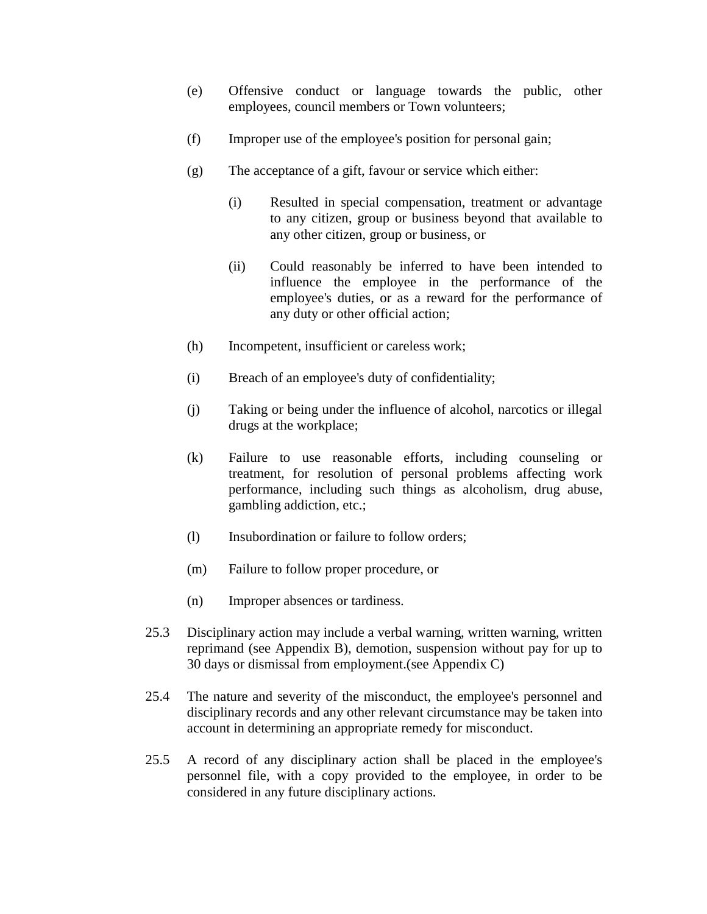(e) Offensive conduct or language towards the public, other employees, council members or Town volunteers;

(f) Improper use of the employee's position for personal gain;

(g) The acceptance of a gift, favour or service which either:

 (i) Resulted in special compensation, treatment or advantage to any citizen, group or business beyond that available to any other citizen, group or business, or

 (ii) Could reasonably be inferred to have been intended to influence the employee in the performance of the employee's duties, or as a reward for the performance of any duty or other official action;

(h) Incompetent, insufficient or careless work;

(i) Breach of an employee's duty of confidentiality;

(j) Taking or being under the influence of alcohol, narcotics or illegal drugs at the workplace;

(k) Failure to use reasonable efforts, including counseling or treatment, for resolution of personal problems affecting work performance, including such things as alcoholism, drug abuse, gambling addiction, etc.;

(l) Insubordination or failure to follow orders;

(m) Failure to follow proper procedure, or

(n) Improper absences or tardiness.

25.3 Disciplinary action may include a verbal warning, written warning, written reprimand (see Appendix B), demotion, suspension without pay for up to 30 days or dismissal from employment.(see Appendix C)

25.4 The nature and severity of the misconduct, the employee's personnel and disciplinary records and any other relevant circumstance may be taken into account in determining an appropriate remedy for misconduct.

25.5 A record of any disciplinary action shall be placed in the employee's personnel file, with a copy provided to the employee, in order to be considered in any future disciplinary actions.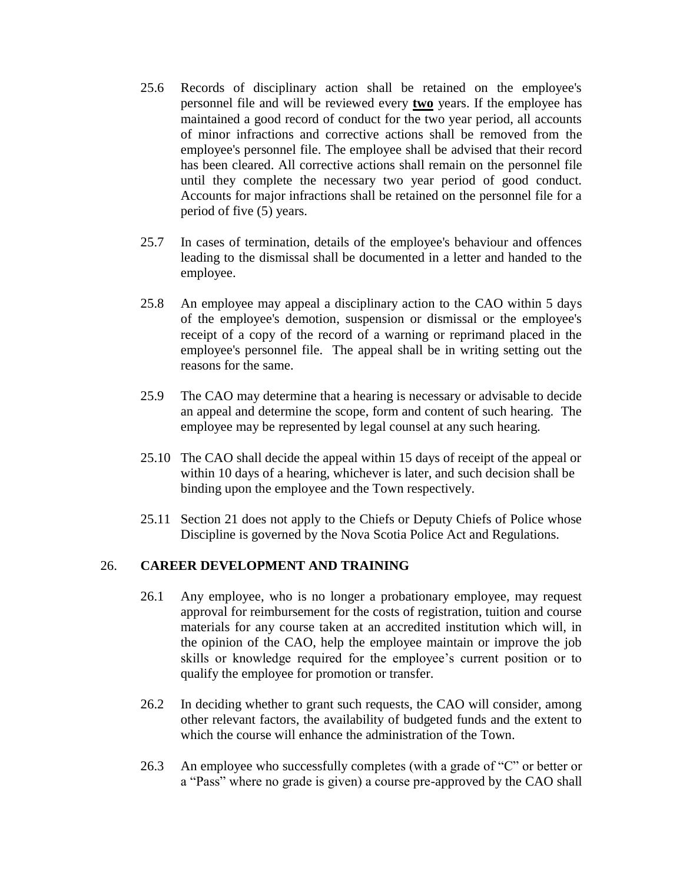25.6 Records of disciplinary action shall be retained on the employee's personnel file and will be reviewed every **two** years. If the employee has maintained a good record of conduct for the two year period, all accounts of minor infractions and corrective actions shall be removed from the employee's personnel file. The employee shall be advised that their record has been cleared. All corrective actions shall remain on the personnel file until they complete the necessary two year period of good conduct. Accounts for major infractions shall be retained on the personnel file for a period of five (5) years.

25.7 In cases of termination, details of the employee's behaviour and offences leading to the dismissal shall be documented in a letter and handed to the employee.

25.8 An employee may appeal a disciplinary action to the CAO within 5 days of the employee's demotion, suspension or dismissal or the employee's receipt of a copy of the record of a warning or reprimand placed in the employee's personnel file. The appeal shall be in writing setting out the reasons for the same.

25.9 The CAO may determine that a hearing is necessary or advisable to decide an appeal and determine the scope, form and content of such hearing. The employee may be represented by legal counsel at any such hearing.

25.10 The CAO shall decide the appeal within 15 days of receipt of the appeal or within 10 days of a hearing, whichever is later, and such decision shall be binding upon the employee and the Town respectively.

25.11 Section 21 does not apply to the Chiefs or Deputy Chiefs of Police whose Discipline is governed by the Nova Scotia Police Act and Regulations.

## 26. CAREER DEVELOPMENT AND TRAINING

26.1 Any employee, who is no longer a probationary employee, may request approval for reimbursement for the costs of registration, tuition and course materials for any course taken at an accredited institution which will, in the opinion of the CAO, help the employee maintain or improve the job skills or knowledge required for the employee's current position or to qualify the employee for promotion or transfer.

26.2 In deciding whether to grant such requests, the CAO will consider, among other relevant factors, the availability of budgeted funds and the extent to which the course will enhance the administration of the Town.

26.3 An employee who successfully completes (with a grade of "C" or better or a "Pass" where no grade is given) a course pre-approved by the CAO shall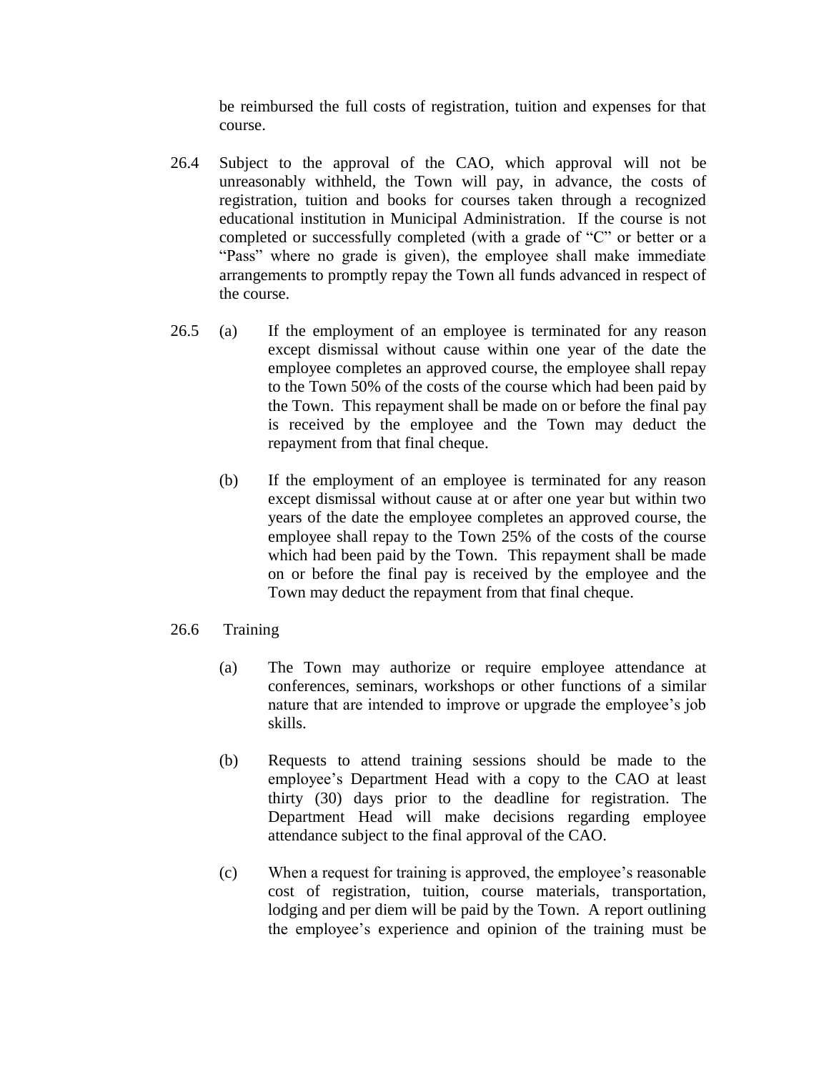be reimbursed the full costs of registration, tuition and expenses for that course.

26.4 Subject to the approval of the CAO, which approval will not be unreasonably withheld, the Town will pay, in advance, the costs of registration, tuition and books for courses taken through a recognized educational institution in Municipal Administration. If the course is not completed or successfully completed (with a grade of "C" or better or a "Pass" where no grade is given), the employee shall make immediate arrangements to promptly repay the Town all funds advanced in respect of the course.

26.5 (a) If the employment of an employee is terminated for any reason except dismissal without cause within one year of the date the employee completes an approved course, the employee shall repay to the Town 50% of the costs of the course which had been paid by the Town. This repayment shall be made on or before the final pay is received by the employee and the Town may deduct the repayment from that final cheque.

(b) If the employment of an employee is terminated for any reason except dismissal without cause at or after one year but within two years of the date the employee completes an approved course, the employee shall repay to the Town 25% of the costs of the course which had been paid by the Town. This repayment shall be made on or before the final pay is received by the employee and the Town may deduct the repayment from that final cheque.

26.6 Training

(a) The Town may authorize or require employee attendance at conferences, seminars, workshops or other functions of a similar nature that are intended to improve or upgrade the employee's job skills.

(b) Requests to attend training sessions should be made to the employee's Department Head with a copy to the CAO at least thirty (30) days prior to the deadline for registration. The Department Head will make decisions regarding employee attendance subject to the final approval of the CAO.

(c) When a request for training is approved, the employee's reasonable cost of registration, tuition, course materials, transportation, lodging and per diem will be paid by the Town. A report outlining the employee's experience and opinion of the training must be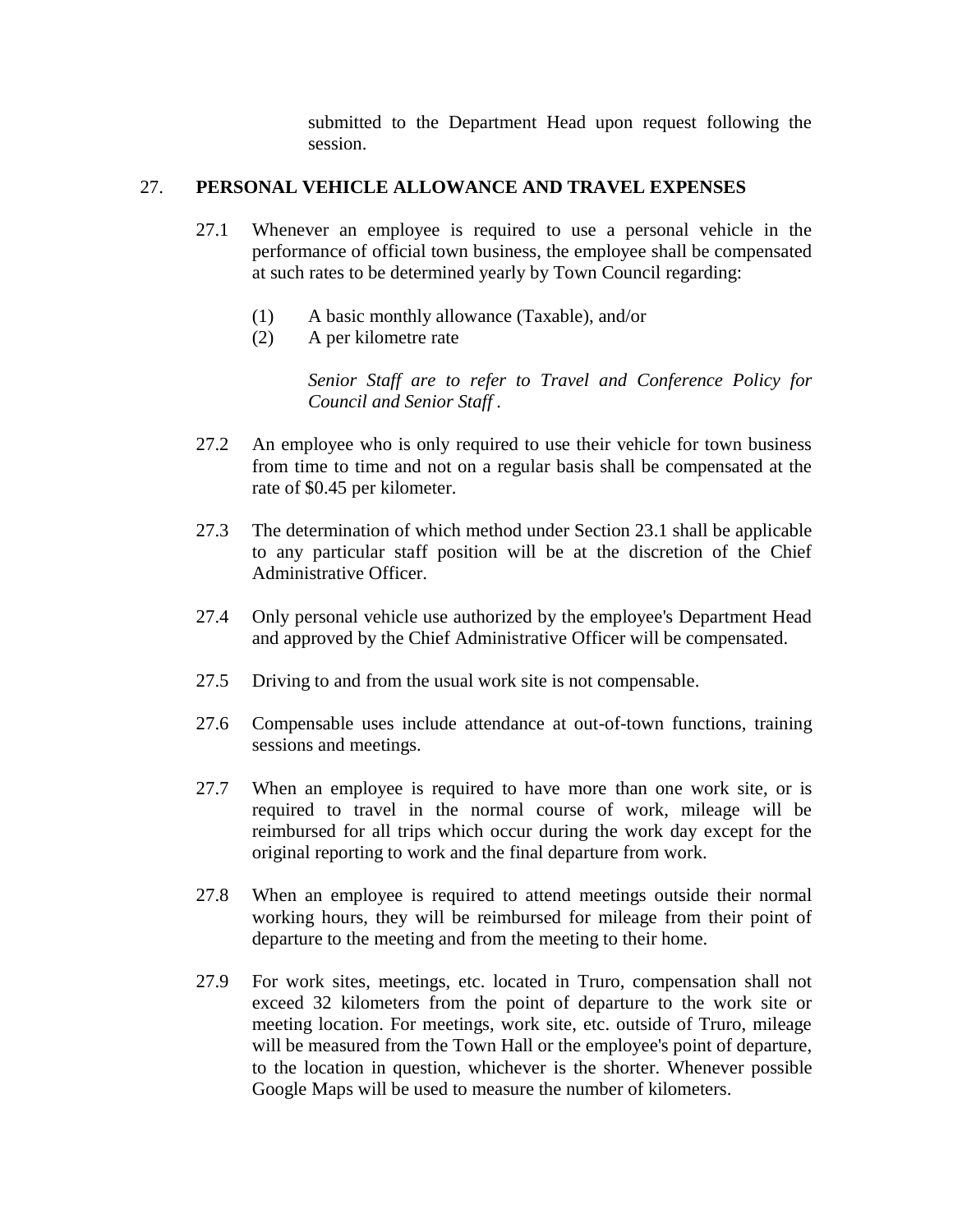submitted to the Department Head upon request following the session.

## 27. PERSONAL VEHICLE ALLOWANCE AND TRAVEL EXPENSES

27.1 Whenever an employee is required to use a personal vehicle in the performance of official town business, the employee shall be compensated at such rates to be determined yearly by Town Council regarding:

(1) A basic monthly allowance (Taxable), and/or
(2) A per kilometre rate

*Senior Staff are to refer to Travel and Conference Policy for Council and Senior Staff .*

27.2 An employee who is only required to use their vehicle for town business from time to time and not on a regular basis shall be compensated at the rate of $0.45 per kilometer.

27.3 The determination of which method under Section 23.1 shall be applicable to any particular staff position will be at the discretion of the Chief Administrative Officer.

27.4 Only personal vehicle use authorized by the employee's Department Head and approved by the Chief Administrative Officer will be compensated.

27.5 Driving to and from the usual work site is not compensable.

27.6 Compensable uses include attendance at out-of-town functions, training sessions and meetings.

27.7 When an employee is required to have more than one work site, or is required to travel in the normal course of work, mileage will be reimbursed for all trips which occur during the work day except for the original reporting to work and the final departure from work.

27.8 When an employee is required to attend meetings outside their normal working hours, they will be reimbursed for mileage from their point of departure to the meeting and from the meeting to their home.

27.9 For work sites, meetings, etc. located in Truro, compensation shall not exceed 32 kilometers from the point of departure to the work site or meeting location. For meetings, work site, etc. outside of Truro, mileage will be measured from the Town Hall or the employee's point of departure, to the location in question, whichever is the shorter. Whenever possible Google Maps will be used to measure the number of kilometers.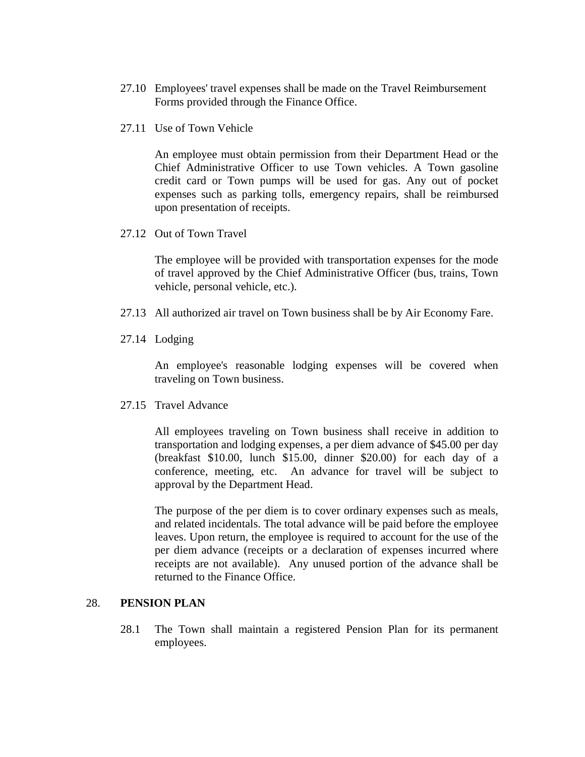27.10 Employees' travel expenses shall be made on the Travel Reimbursement Forms provided through the Finance Office.

27.11 Use of Town Vehicle

An employee must obtain permission from their Department Head or the Chief Administrative Officer to use Town vehicles. A Town gasoline credit card or Town pumps will be used for gas. Any out of pocket expenses such as parking tolls, emergency repairs, shall be reimbursed upon presentation of receipts.

27.12 Out of Town Travel

The employee will be provided with transportation expenses for the mode of travel approved by the Chief Administrative Officer (bus, trains, Town vehicle, personal vehicle, etc.).

27.13 All authorized air travel on Town business shall be by Air Economy Fare.

27.14 Lodging

An employee's reasonable lodging expenses will be covered when traveling on Town business.

27.15 Travel Advance

All employees traveling on Town business shall receive in addition to transportation and lodging expenses, a per diem advance of $45.00 per day (breakfast $10.00, lunch $15.00, dinner $20.00) for each day of a conference, meeting, etc. An advance for travel will be subject to approval by the Department Head.

The purpose of the per diem is to cover ordinary expenses such as meals, and related incidentals. The total advance will be paid before the employee leaves. Upon return, the employee is required to account for the use of the per diem advance (receipts or a declaration of expenses incurred where receipts are not available). Any unused portion of the advance shall be returned to the Finance Office.

## 28. PENSION PLAN

28.1 The Town shall maintain a registered Pension Plan for its permanent employees.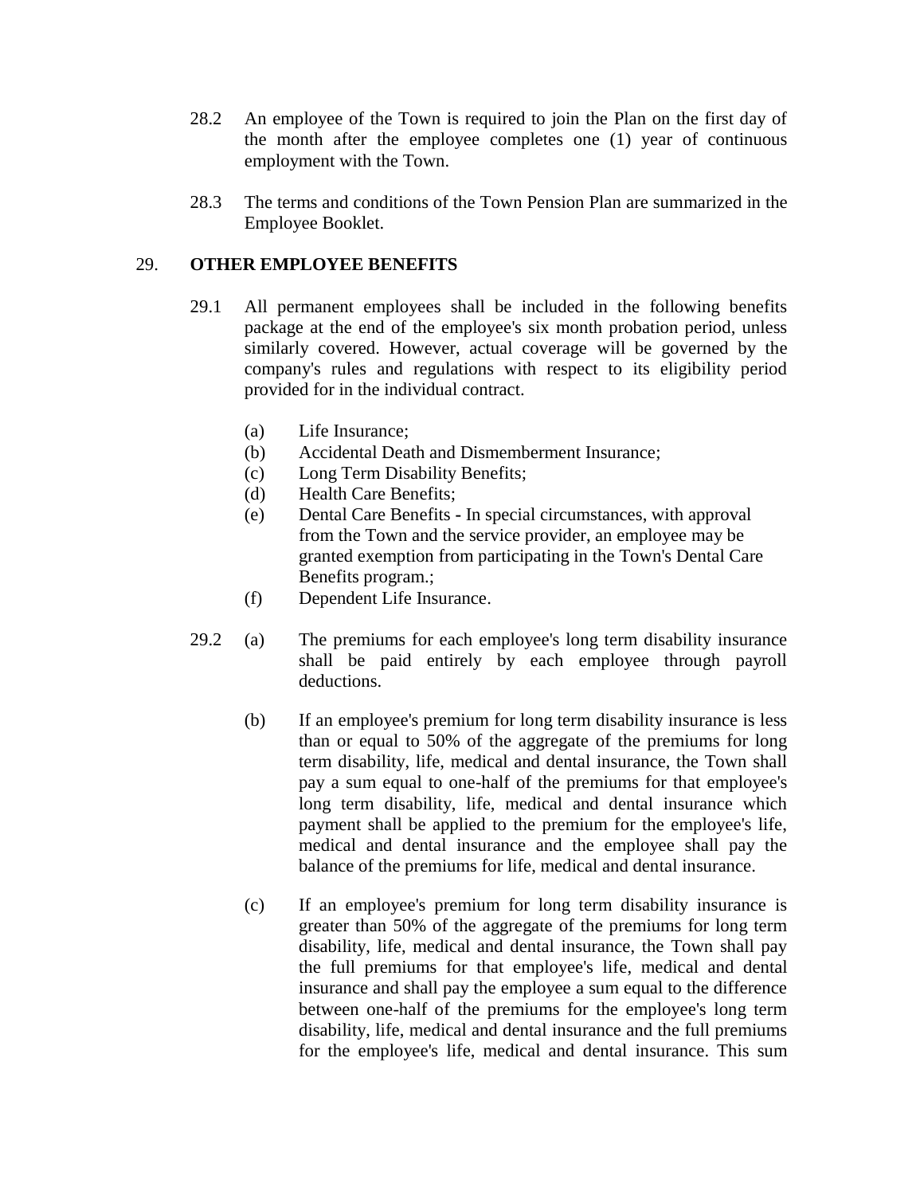28.2 An employee of the Town is required to join the Plan on the first day of the month after the employee completes one (1) year of continuous employment with the Town.

28.3 The terms and conditions of the Town Pension Plan are summarized in the Employee Booklet.

## 29. OTHER EMPLOYEE BENEFITS

29.1 All permanent employees shall be included in the following benefits package at the end of the employee's six month probation period, unless similarly covered. However, actual coverage will be governed by the company's rules and regulations with respect to its eligibility period provided for in the individual contract.

- (a) Life Insurance;
- (b) Accidental Death and Dismemberment Insurance;
- (c) Long Term Disability Benefits;
- (d) Health Care Benefits;
- (e) Dental Care Benefits **-** In special circumstances, with approval from the Town and the service provider, an employee may be granted exemption from participating in the Town's Dental Care Benefits program.;
- (f) Dependent Life Insurance.

29.2 (a) The premiums for each employee's long term disability insurance shall be paid entirely by each employee through payroll deductions.

(b) If an employee's premium for long term disability insurance is less than or equal to 50% of the aggregate of the premiums for long term disability, life, medical and dental insurance, the Town shall pay a sum equal to one-half of the premiums for that employee's long term disability, life, medical and dental insurance which payment shall be applied to the premium for the employee's life, medical and dental insurance and the employee shall pay the balance of the premiums for life, medical and dental insurance.

(c) If an employee's premium for long term disability insurance is greater than 50% of the aggregate of the premiums for long term disability, life, medical and dental insurance, the Town shall pay the full premiums for that employee's life, medical and dental insurance and shall pay the employee a sum equal to the difference between one-half of the premiums for the employee's long term disability, life, medical and dental insurance and the full premiums for the employee's life, medical and dental insurance. This sum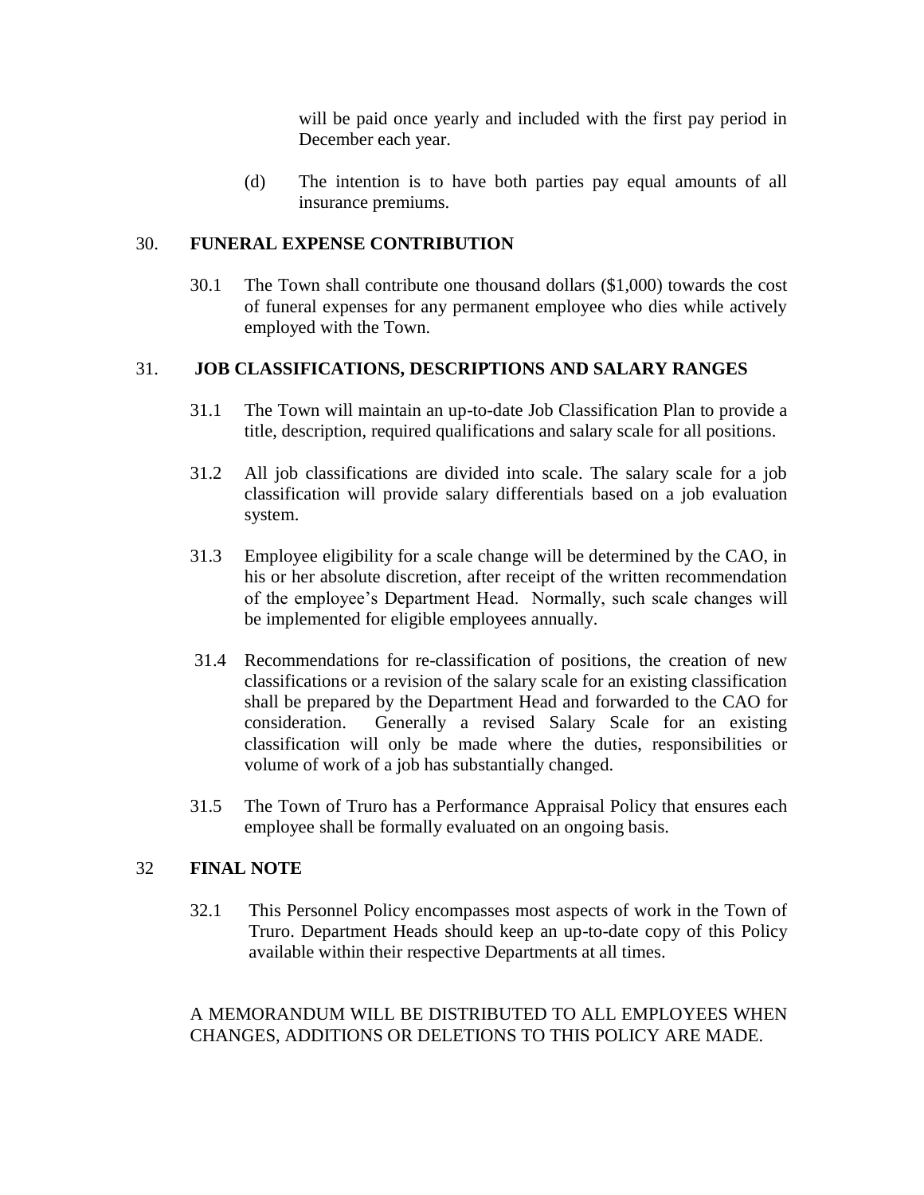will be paid once yearly and included with the first pay period in December each year.

(d) The intention is to have both parties pay equal amounts of all insurance premiums.

## 30. FUNERAL EXPENSE CONTRIBUTION

30.1 The Town shall contribute one thousand dollars ($1,000) towards the cost of funeral expenses for any permanent employee who dies while actively employed with the Town.

## 31. JOB CLASSIFICATIONS, DESCRIPTIONS AND SALARY RANGES

31.1 The Town will maintain an up-to-date Job Classification Plan to provide a title, description, required qualifications and salary scale for all positions.

31.2 All job classifications are divided into scale. The salary scale for a job classification will provide salary differentials based on a job evaluation system.

31.3 Employee eligibility for a scale change will be determined by the CAO, in his or her absolute discretion, after receipt of the written recommendation of the employee's Department Head. Normally, such scale changes will be implemented for eligible employees annually.

31.4 Recommendations for re-classification of positions, the creation of new classifications or a revision of the salary scale for an existing classification shall be prepared by the Department Head and forwarded to the CAO for consideration. Generally a revised Salary Scale for an existing classification will only be made where the duties, responsibilities or volume of work of a job has substantially changed.

31.5 The Town of Truro has a Performance Appraisal Policy that ensures each employee shall be formally evaluated on an ongoing basis.

## 32 FINAL NOTE

32.1 This Personnel Policy encompasses most aspects of work in the Town of Truro. Department Heads should keep an up-to-date copy of this Policy available within their respective Departments at all times.

A MEMORANDUM WILL BE DISTRIBUTED TO ALL EMPLOYEES WHEN CHANGES, ADDITIONS OR DELETIONS TO THIS POLICY ARE MADE.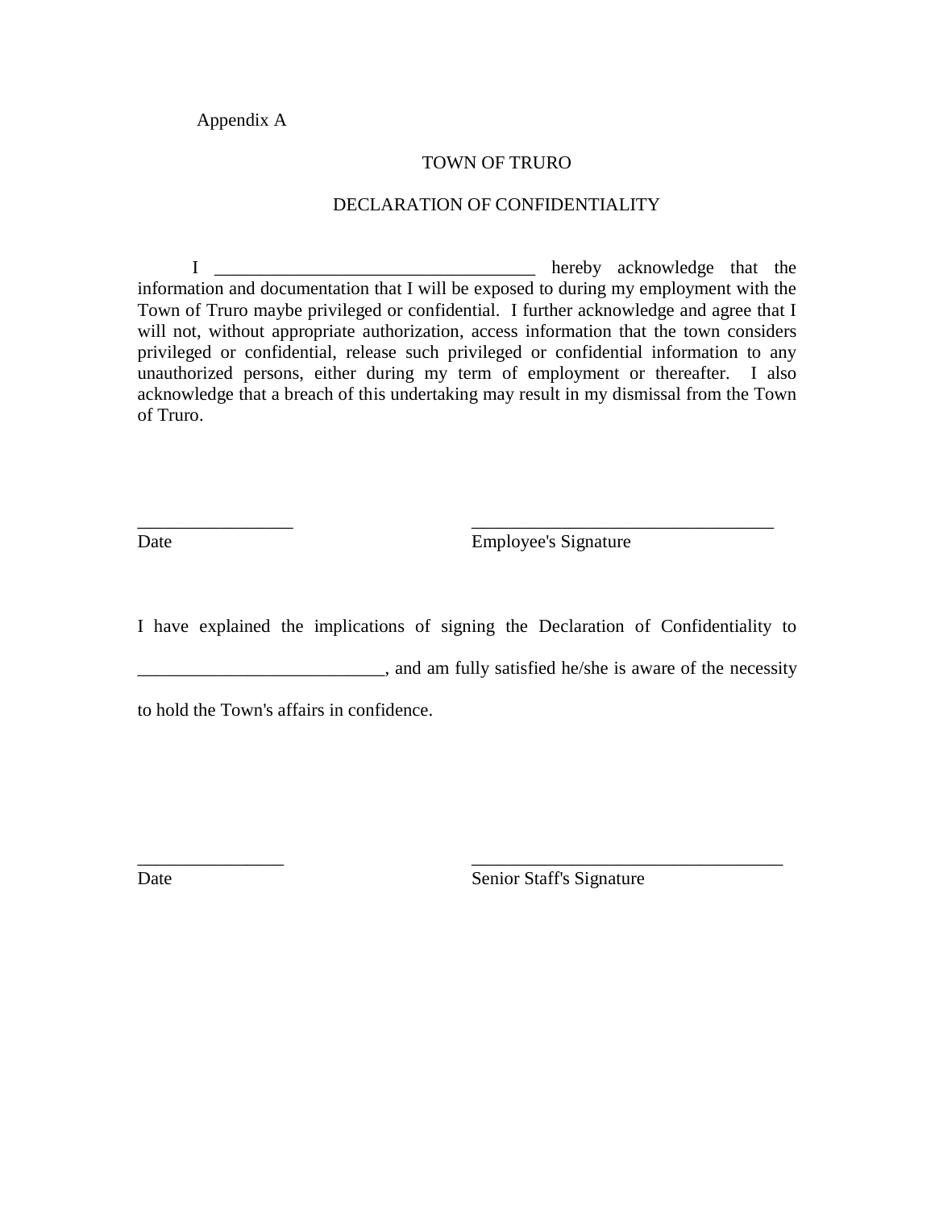Appendix A

TOWN OF TRURO

DECLARATION OF CONFIDENTIALITY

I ___________________________________ hereby acknowledge that the information and documentation that I will be exposed to during my employment with the Town of Truro maybe privileged or confidential. I further acknowledge and agree that I will not, without appropriate authorization, access information that the town considers privileged or confidential, release such privileged or confidential information to any unauthorized persons, either during my term of employment or thereafter. I also acknowledge that a breach of this undertaking may result in my dismissal from the Town of Truro.

_________________ _________________________________

Date Employee's Signature

I have explained the implications of signing the Declaration of Confidentiality to __________________________, and am fully satisfied he/she is aware of the necessity to hold the Town's affairs in confidence.

________________ ___________________________________

Date Senior Staff's Signature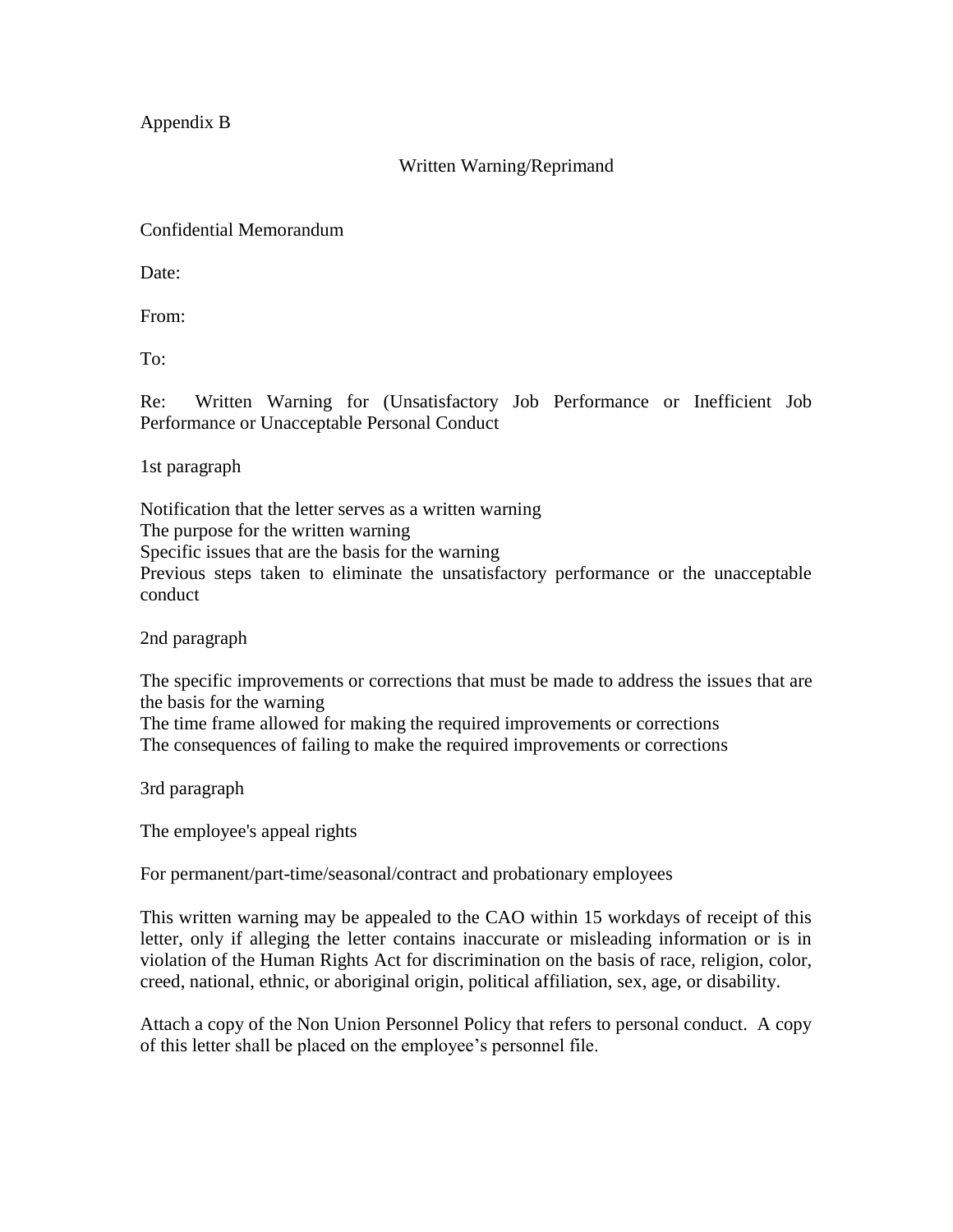Appendix B

## Written Warning/Reprimand

Confidential Memorandum

Date:

From:

To:

Re: Written Warning for (Unsatisfactory Job Performance or Inefficient Job Performance or Unacceptable Personal Conduct

1st paragraph

Notification that the letter serves as a written warning
The purpose for the written warning
Specific issues that are the basis for the warning
Previous steps taken to eliminate the unsatisfactory performance or the unacceptable conduct

2nd paragraph

The specific improvements or corrections that must be made to address the issues that are the basis for the warning
The time frame allowed for making the required improvements or corrections
The consequences of failing to make the required improvements or corrections

3rd paragraph

The employee's appeal rights

For permanent/part-time/seasonal/contract and probationary employees

This written warning may be appealed to the CAO within 15 workdays of receipt of this letter, only if alleging the letter contains inaccurate or misleading information or is in violation of the Human Rights Act for discrimination on the basis of race, religion, color, creed, national, ethnic, or aboriginal origin, political affiliation, sex, age, or disability.

Attach a copy of the Non Union Personnel Policy that refers to personal conduct. A copy of this letter shall be placed on the employee's personnel file.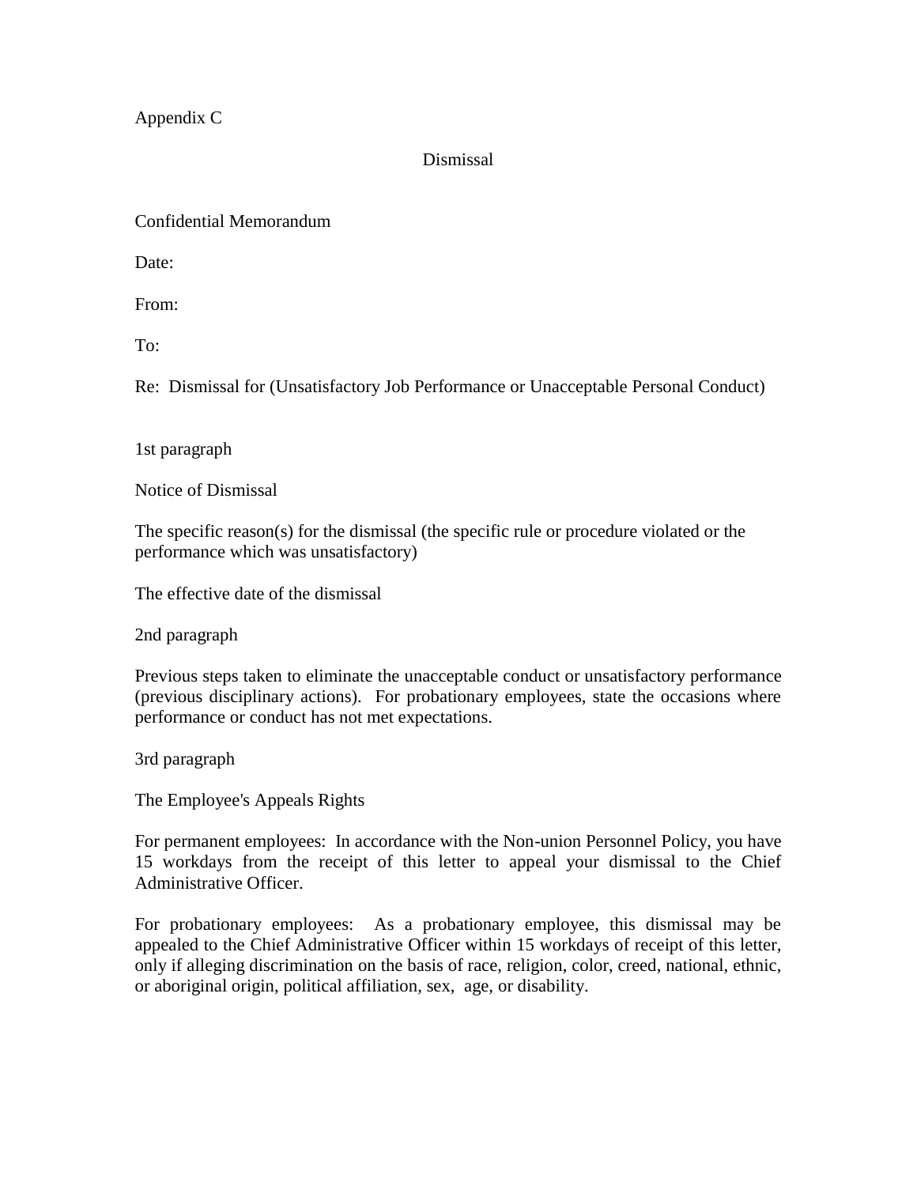Appendix C

## Dismissal

Confidential Memorandum

Date:

From:

To:

Re: Dismissal for (Unsatisfactory Job Performance or Unacceptable Personal Conduct)

1st paragraph

Notice of Dismissal

The specific reason(s) for the dismissal (the specific rule or procedure violated or the performance which was unsatisfactory)

The effective date of the dismissal

2nd paragraph

Previous steps taken to eliminate the unacceptable conduct or unsatisfactory performance (previous disciplinary actions). For probationary employees, state the occasions where performance or conduct has not met expectations.

3rd paragraph

The Employee's Appeals Rights

For permanent employees: In accordance with the Non-union Personnel Policy, you have 15 workdays from the receipt of this letter to appeal your dismissal to the Chief Administrative Officer.

For probationary employees: As a probationary employee, this dismissal may be appealed to the Chief Administrative Officer within 15 workdays of receipt of this letter, only if alleging discrimination on the basis of race, religion, color, creed, national, ethnic, or aboriginal origin, political affiliation, sex, age, or disability.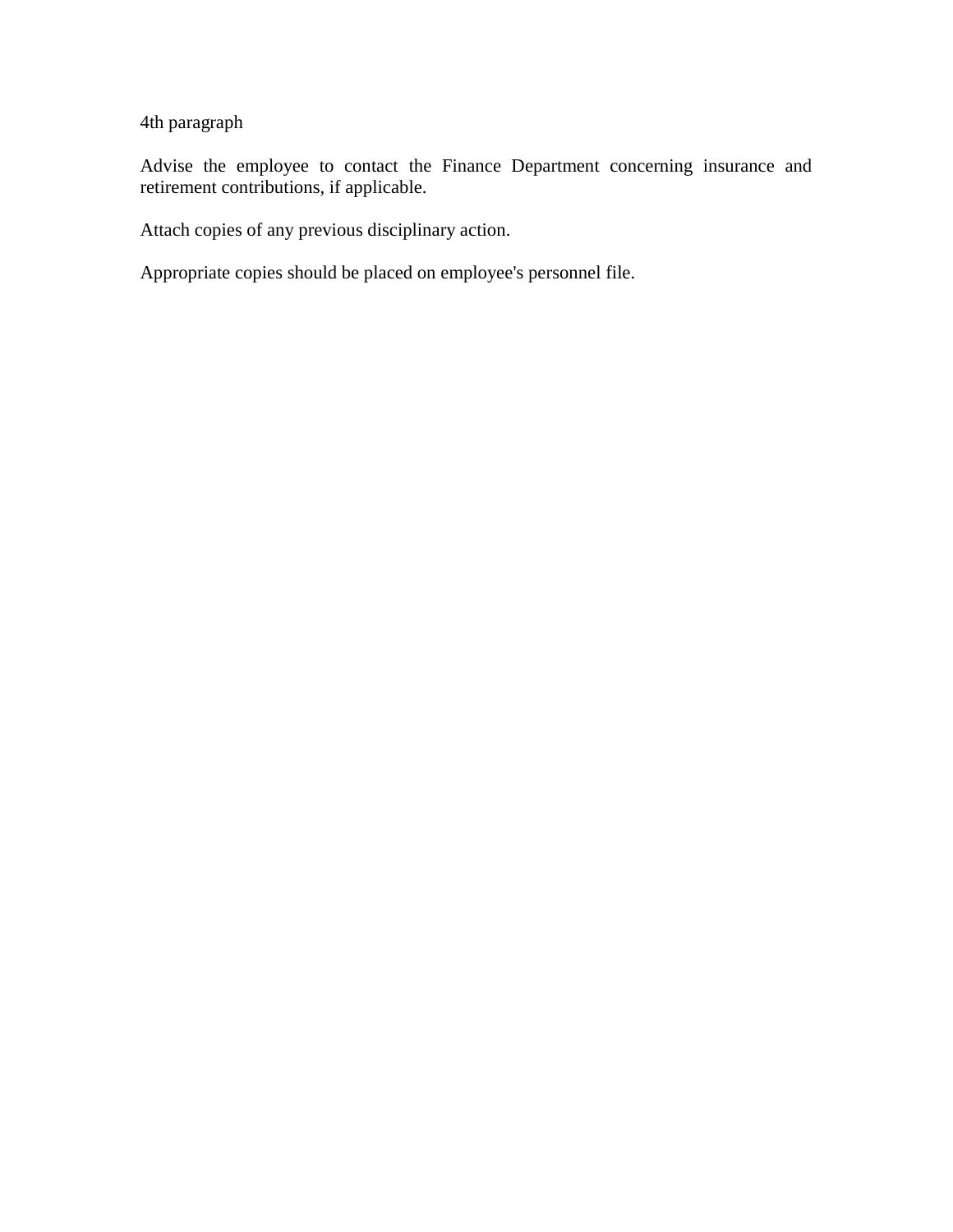4th paragraph

Advise the employee to contact the Finance Department concerning insurance and retirement contributions, if applicable.

Attach copies of any previous disciplinary action.

Appropriate copies should be placed on employee's personnel file.